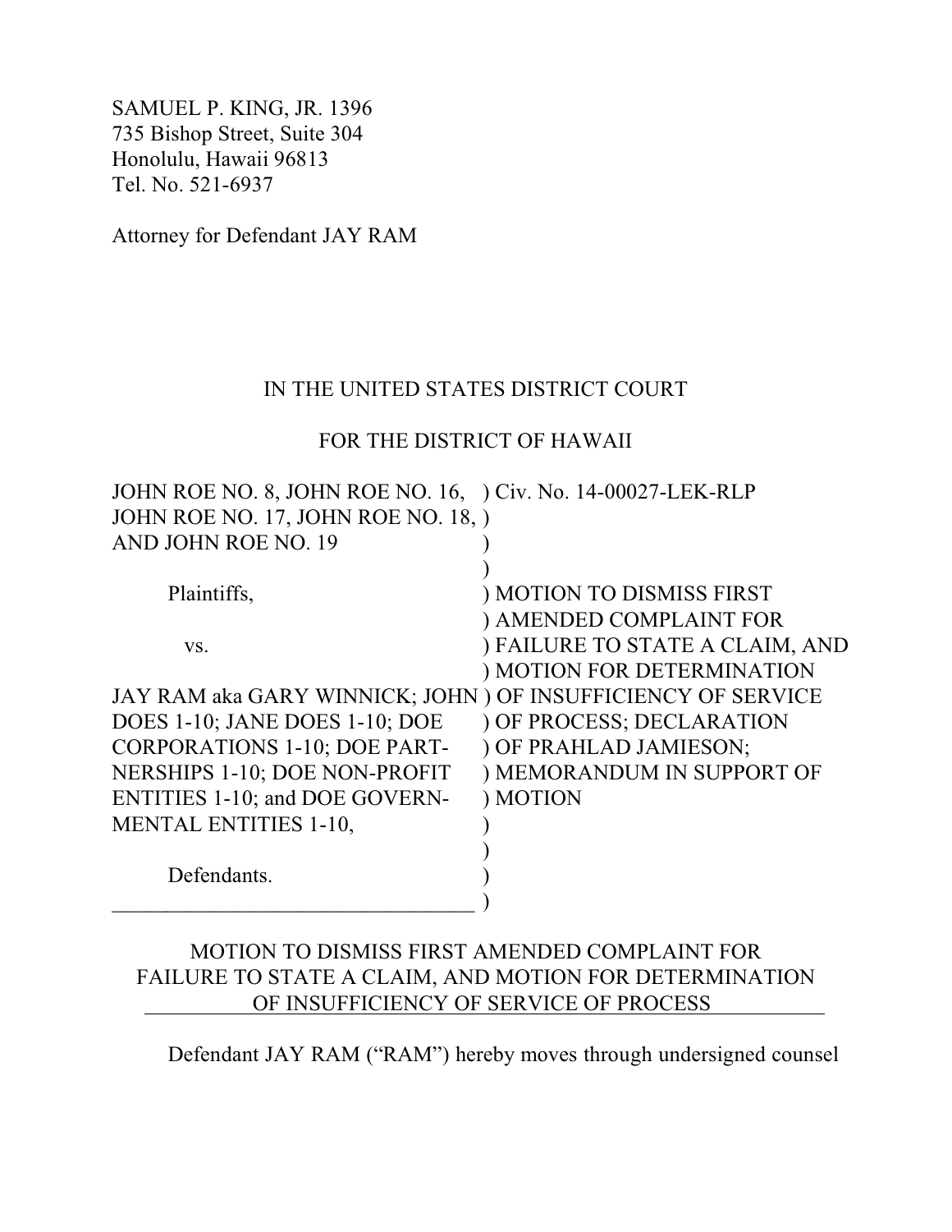SAMUEL P. KING, JR. 1396
735 Bishop Street, Suite 304
Honolulu, Hawaii 96813
Tel. No. 521-6937

Attorney for Defendant JAY RAM

IN THE UNITED STATES DISTRICT COURT

FOR THE DISTRICT OF HAWAII

| | |
|---|---|
| JOHN ROE NO. 8, JOHN ROE NO. 16, JOHN ROE NO. 17, JOHN ROE NO. 18, AND JOHN ROE NO. 19<br><br>Plaintiffs,<br><br>vs.<br><br>JAY RAM aka GARY WINNICK; JOHN DOES 1-10; JANE DOES 1-10; DOE CORPORATIONS 1-10; DOE PARTNERSHIPS 1-10; DOE NON-PROFIT ENTITIES 1-10; and DOE GOVERNMENTAL ENTITIES 1-10,<br><br>Defendants. | Civ. No. 14-00027-LEK-RLP<br><br>MOTION TO DISMISS FIRST AMENDED COMPLAINT FOR FAILURE TO STATE A CLAIM, AND MOTION FOR DETERMINATION OF INSUFFICIENCY OF SERVICE OF PROCESS; DECLARATION OF PRAHLAD JAMIESON; MEMORANDUM IN SUPPORT OF MOTION |

## MOTION TO DISMISS FIRST AMENDED COMPLAINT FOR FAILURE TO STATE A CLAIM, AND MOTION FOR DETERMINATION OF INSUFFICIENCY OF SERVICE OF PROCESS

Defendant JAY RAM ("RAM") hereby moves through undersigned counsel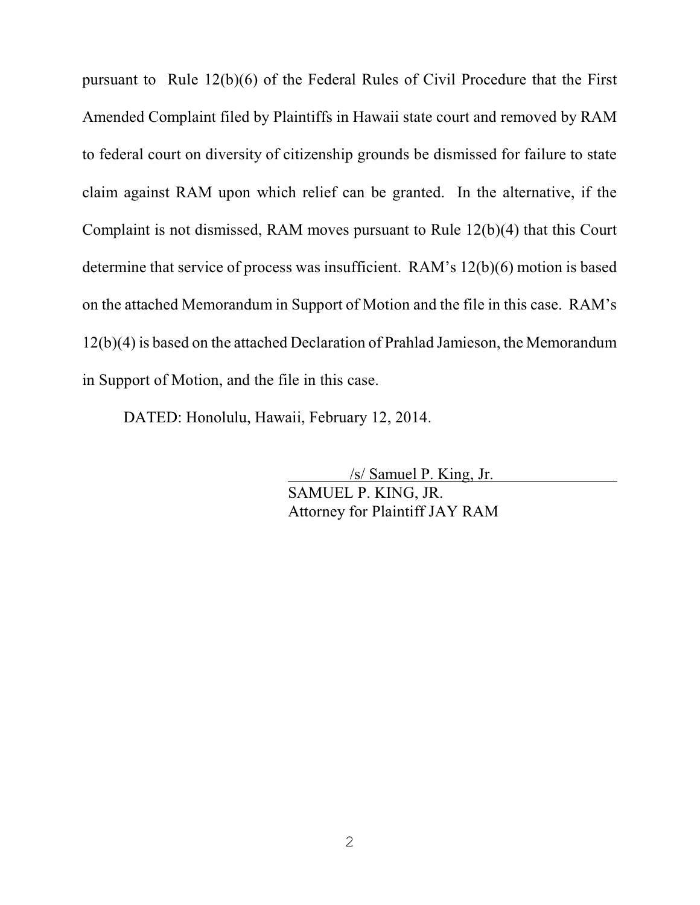pursuant to Rule 12(b)(6) of the Federal Rules of Civil Procedure that the First Amended Complaint filed by Plaintiffs in Hawaii state court and removed by RAM to federal court on diversity of citizenship grounds be dismissed for failure to state claim against RAM upon which relief can be granted. In the alternative, if the Complaint is not dismissed, RAM moves pursuant to Rule 12(b)(4) that this Court determine that service of process was insufficient. RAM's 12(b)(6) motion is based on the attached Memorandum in Support of Motion and the file in this case. RAM's 12(b)(4) is based on the attached Declaration of Prahlad Jamieson, the Memorandum in Support of Motion, and the file in this case.

DATED: Honolulu, Hawaii, February 12, 2014.

/s/ Samuel P. King, Jr.
SAMUEL P. KING, JR.
Attorney for Plaintiff JAY RAM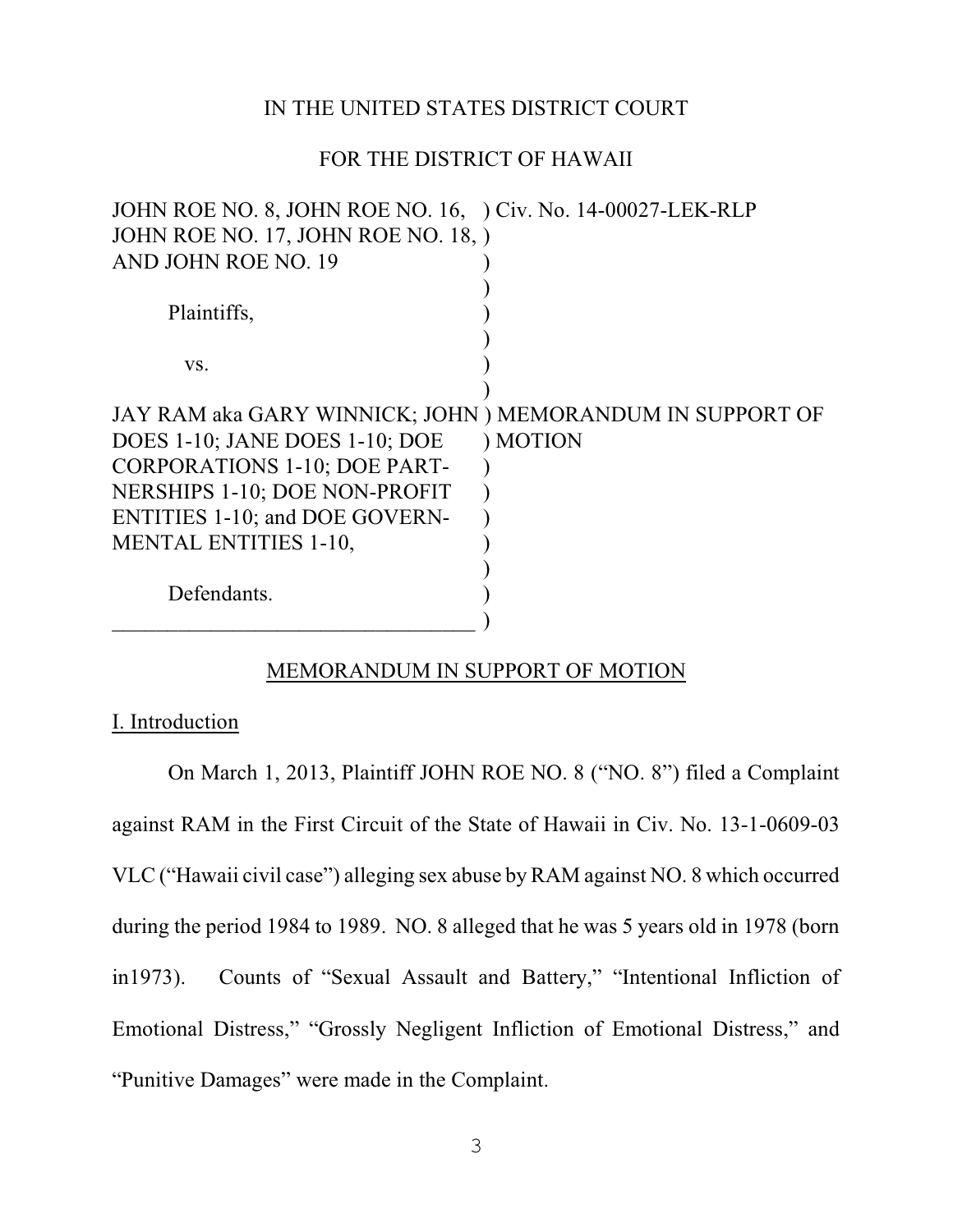IN THE UNITED STATES DISTRICT COURT

FOR THE DISTRICT OF HAWAII

| | |
|---|---|
| JOHN ROE NO. 8, JOHN ROE NO. 16, JOHN ROE NO. 17, JOHN ROE NO. 18, AND JOHN ROE NO. 19 | Civ. No. 14-00027-LEK-RLP |
| Plaintiffs, | |
| vs. | |
| JAY RAM aka GARY WINNICK; JOHN DOES 1-10; JANE DOES 1-10; DOE CORPORATIONS 1-10; DOE PARTNERSHIPS 1-10; DOE NON-PROFIT ENTITIES 1-10; and DOE GOVERNMENTAL ENTITIES 1-10, | MEMORANDUM IN SUPPORT OF MOTION |
| Defendants. | |

## MEMORANDUM IN SUPPORT OF MOTION

### I. Introduction

On March 1, 2013, Plaintiff JOHN ROE NO. 8 ("NO. 8") filed a Complaint against RAM in the First Circuit of the State of Hawaii in Civ. No. 13-1-0609-03 VLC ("Hawaii civil case") alleging sex abuse by RAM against NO. 8 which occurred during the period 1984 to 1989. NO. 8 alleged that he was 5 years old in 1978 (born in1973). Counts of "Sexual Assault and Battery," "Intentional Infliction of Emotional Distress," "Grossly Negligent Infliction of Emotional Distress," and "Punitive Damages" were made in the Complaint.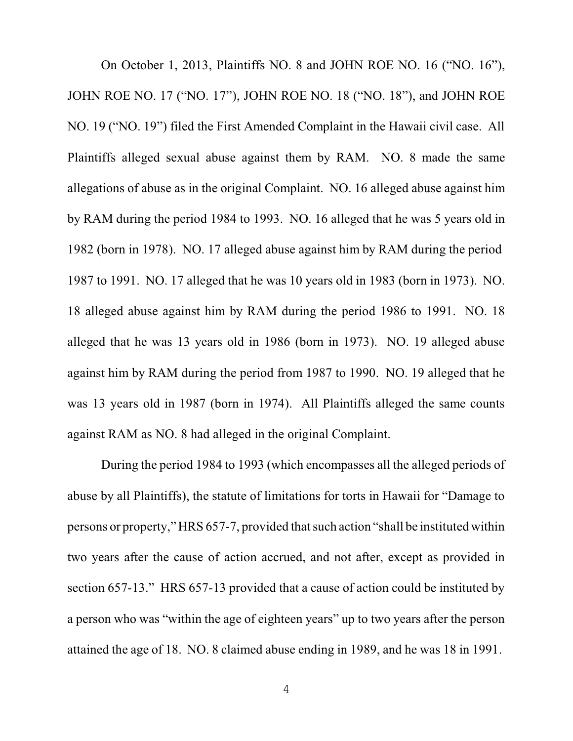On October 1, 2013, Plaintiffs NO. 8 and JOHN ROE NO. 16 ("NO. 16"), JOHN ROE NO. 17 ("NO. 17"), JOHN ROE NO. 18 ("NO. 18"), and JOHN ROE NO. 19 ("NO. 19") filed the First Amended Complaint in the Hawaii civil case. All Plaintiffs alleged sexual abuse against them by RAM. NO. 8 made the same allegations of abuse as in the original Complaint. NO. 16 alleged abuse against him by RAM during the period 1984 to 1993. NO. 16 alleged that he was 5 years old in 1982 (born in 1978). NO. 17 alleged abuse against him by RAM during the period 1987 to 1991. NO. 17 alleged that he was 10 years old in 1983 (born in 1973). NO. 18 alleged abuse against him by RAM during the period 1986 to 1991. NO. 18 alleged that he was 13 years old in 1986 (born in 1973). NO. 19 alleged abuse against him by RAM during the period from 1987 to 1990. NO. 19 alleged that he was 13 years old in 1987 (born in 1974). All Plaintiffs alleged the same counts against RAM as NO. 8 had alleged in the original Complaint.

During the period 1984 to 1993 (which encompasses all the alleged periods of abuse by all Plaintiffs), the statute of limitations for torts in Hawaii for "Damage to persons or property," HRS 657-7, provided that such action "shall be instituted within two years after the cause of action accrued, and not after, except as provided in section 657-13." HRS 657-13 provided that a cause of action could be instituted by a person who was "within the age of eighteen years" up to two years after the person attained the age of 18. NO. 8 claimed abuse ending in 1989, and he was 18 in 1991.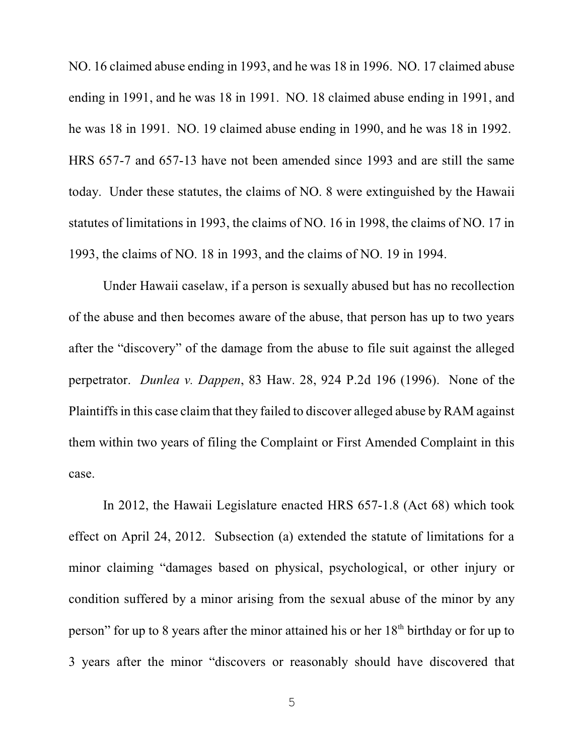NO. 16 claimed abuse ending in 1993, and he was 18 in 1996. NO. 17 claimed abuse ending in 1991, and he was 18 in 1991. NO. 18 claimed abuse ending in 1991, and he was 18 in 1991. NO. 19 claimed abuse ending in 1990, and he was 18 in 1992. HRS 657-7 and 657-13 have not been amended since 1993 and are still the same today. Under these statutes, the claims of NO. 8 were extinguished by the Hawaii statutes of limitations in 1993, the claims of NO. 16 in 1998, the claims of NO. 17 in 1993, the claims of NO. 18 in 1993, and the claims of NO. 19 in 1994.

Under Hawaii caselaw, if a person is sexually abused but has no recollection of the abuse and then becomes aware of the abuse, that person has up to two years after the "discovery" of the damage from the abuse to file suit against the alleged perpetrator. *Dunlea v. Dappen*, 83 Haw. 28, 924 P.2d 196 (1996). None of the Plaintiffs in this case claim that they failed to discover alleged abuse by RAM against them within two years of filing the Complaint or First Amended Complaint in this case.

In 2012, the Hawaii Legislature enacted HRS 657-1.8 (Act 68) which took effect on April 24, 2012. Subsection (a) extended the statute of limitations for a minor claiming "damages based on physical, psychological, or other injury or condition suffered by a minor arising from the sexual abuse of the minor by any person" for up to 8 years after the minor attained his or her 18th birthday or for up to 3 years after the minor "discovers or reasonably should have discovered that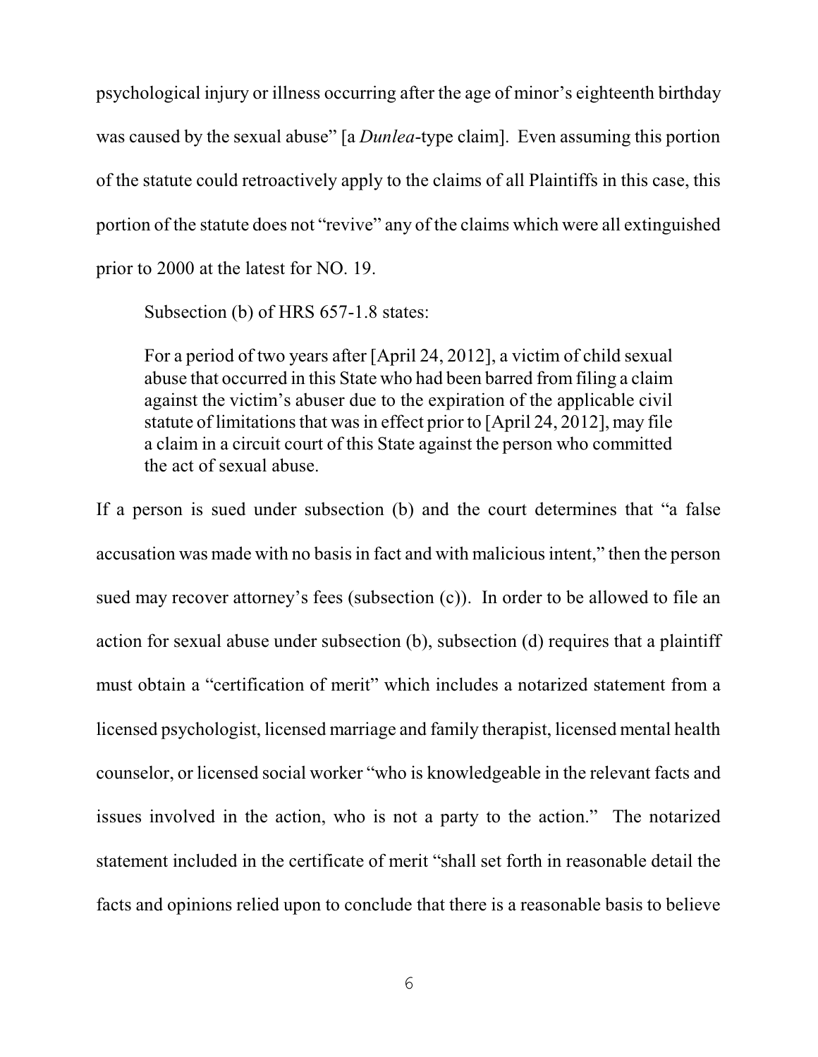psychological injury or illness occurring after the age of minor's eighteenth birthday was caused by the sexual abuse" [a *Dunlea*-type claim]. Even assuming this portion of the statute could retroactively apply to the claims of all Plaintiffs in this case, this portion of the statute does not "revive" any of the claims which were all extinguished prior to 2000 at the latest for NO. 19.

Subsection (b) of HRS 657-1.8 states:

> For a period of two years after [April 24, 2012], a victim of child sexual abuse that occurred in this State who had been barred from filing a claim against the victim's abuser due to the expiration of the applicable civil statute of limitations that was in effect prior to [April 24, 2012], may file a claim in a circuit court of this State against the person who committed the act of sexual abuse.

If a person is sued under subsection (b) and the court determines that "a false accusation was made with no basis in fact and with malicious intent," then the person sued may recover attorney's fees (subsection (c)). In order to be allowed to file an action for sexual abuse under subsection (b), subsection (d) requires that a plaintiff must obtain a "certification of merit" which includes a notarized statement from a licensed psychologist, licensed marriage and family therapist, licensed mental health counselor, or licensed social worker "who is knowledgeable in the relevant facts and issues involved in the action, who is not a party to the action." The notarized statement included in the certificate of merit "shall set forth in reasonable detail the facts and opinions relied upon to conclude that there is a reasonable basis to believe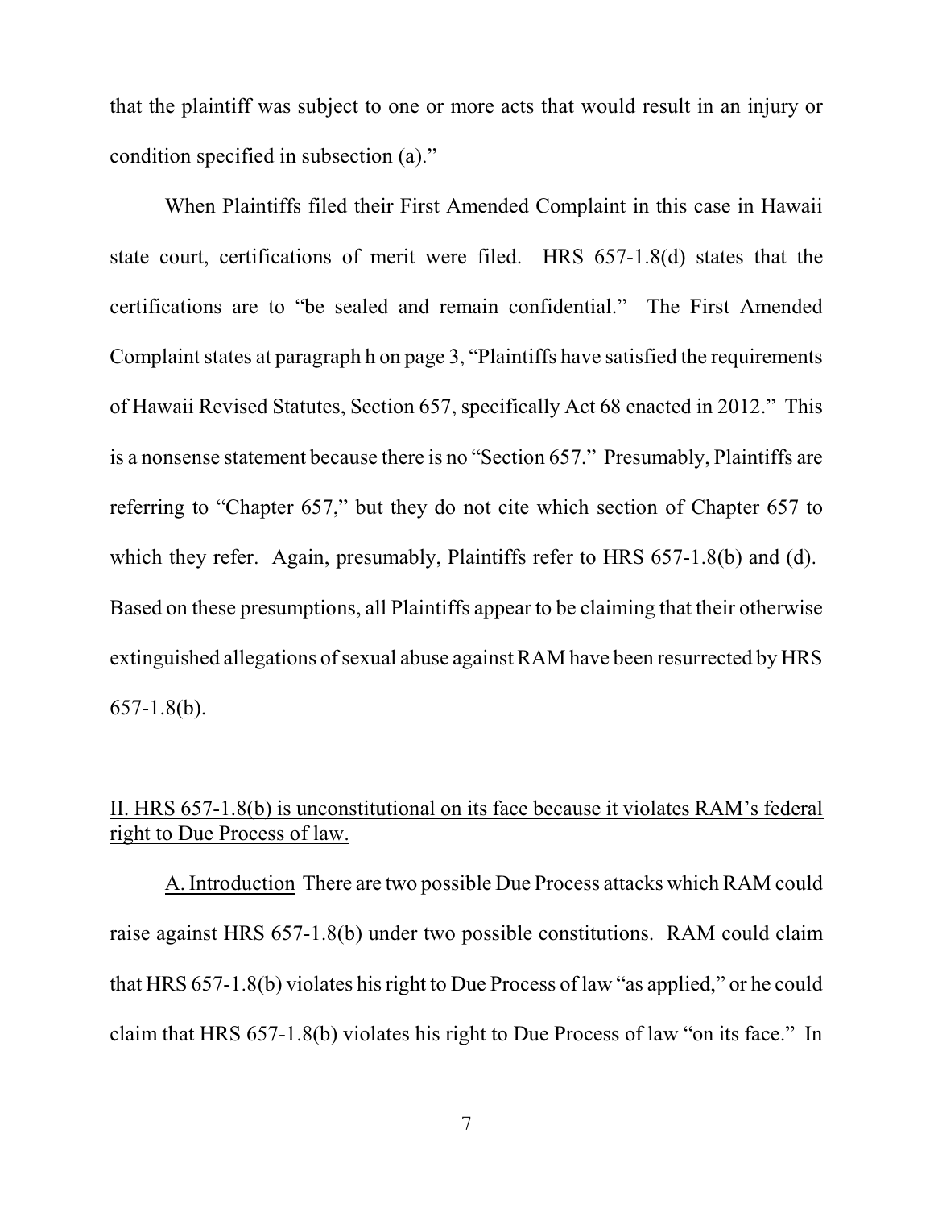that the plaintiff was subject to one or more acts that would result in an injury or condition specified in subsection (a)."

When Plaintiffs filed their First Amended Complaint in this case in Hawaii state court, certifications of merit were filed. HRS 657-1.8(d) states that the certifications are to "be sealed and remain confidential." The First Amended Complaint states at paragraph h on page 3, "Plaintiffs have satisfied the requirements of Hawaii Revised Statutes, Section 657, specifically Act 68 enacted in 2012." This is a nonsense statement because there is no "Section 657." Presumably, Plaintiffs are referring to "Chapter 657," but they do not cite which section of Chapter 657 to which they refer. Again, presumably, Plaintiffs refer to HRS 657-1.8(b) and (d). Based on these presumptions, all Plaintiffs appear to be claiming that their otherwise extinguished allegations of sexual abuse against RAM have been resurrected by HRS 657-1.8(b).

<u>II. HRS 657-1.8(b) is unconstitutional on its face because it violates RAM's federal right to Due Process of law.</u>

<u>A. Introduction</u> There are two possible Due Process attacks which RAM could raise against HRS 657-1.8(b) under two possible constitutions. RAM could claim that HRS 657-1.8(b) violates his right to Due Process of law "as applied," or he could claim that HRS 657-1.8(b) violates his right to Due Process of law "on its face." In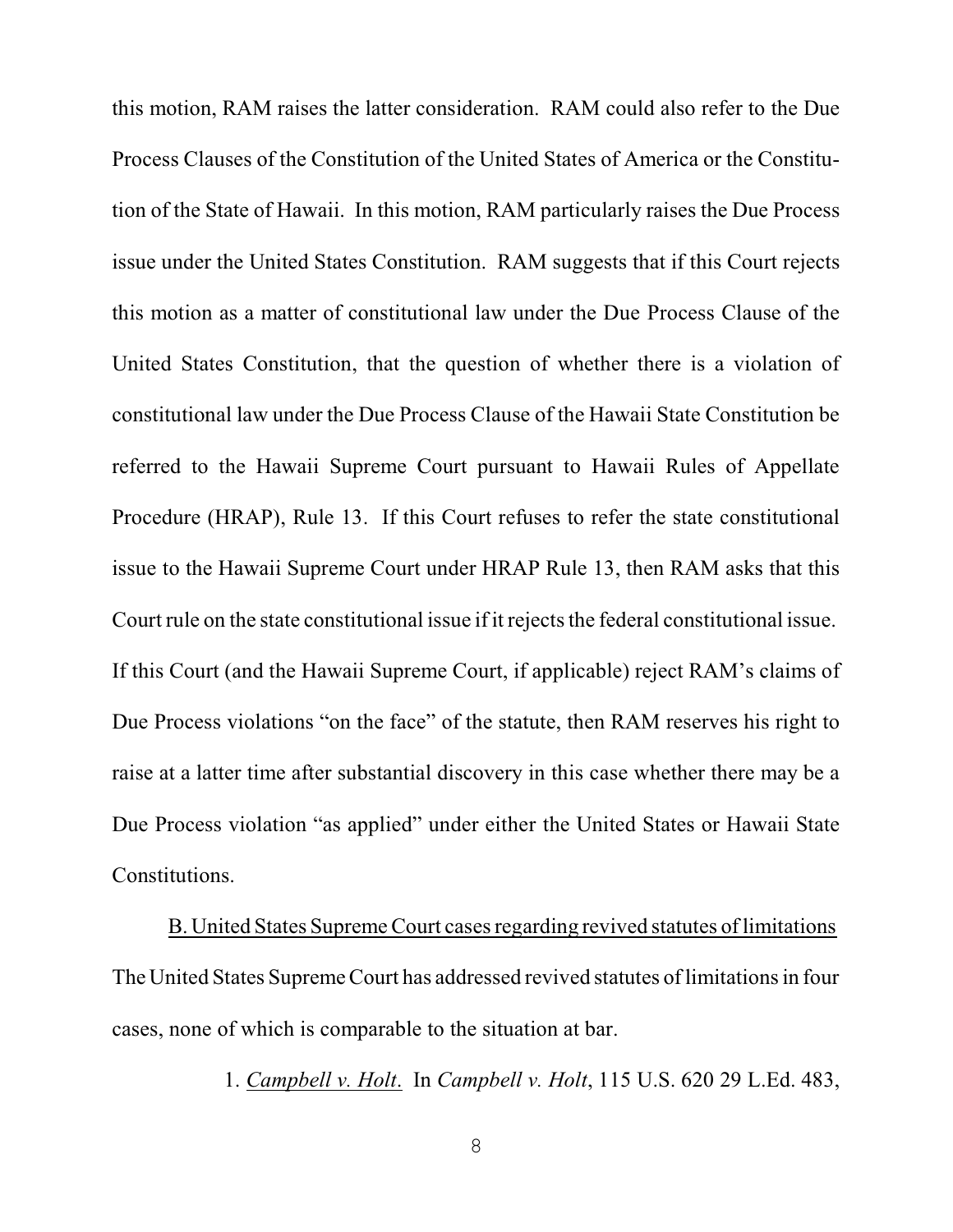this motion, RAM raises the latter consideration. RAM could also refer to the Due Process Clauses of the Constitution of the United States of America or the Constitution of the State of Hawaii. In this motion, RAM particularly raises the Due Process issue under the United States Constitution. RAM suggests that if this Court rejects this motion as a matter of constitutional law under the Due Process Clause of the United States Constitution, that the question of whether there is a violation of constitutional law under the Due Process Clause of the Hawaii State Constitution be referred to the Hawaii Supreme Court pursuant to Hawaii Rules of Appellate Procedure (HRAP), Rule 13. If this Court refuses to refer the state constitutional issue to the Hawaii Supreme Court under HRAP Rule 13, then RAM asks that this Court rule on the state constitutional issue if it rejects the federal constitutional issue. If this Court (and the Hawaii Supreme Court, if applicable) reject RAM's claims of Due Process violations "on the face" of the statute, then RAM reserves his right to raise at a latter time after substantial discovery in this case whether there may be a Due Process violation "as applied" under either the United States or Hawaii State Constitutions.

B. United States Supreme Court cases regarding revived statutes of limitations

The United States Supreme Court has addressed revived statutes of limitations in four cases, none of which is comparable to the situation at bar.

1. *Campbell v. Holt*. In *Campbell v. Holt*, 115 U.S. 620 29 L.Ed. 483,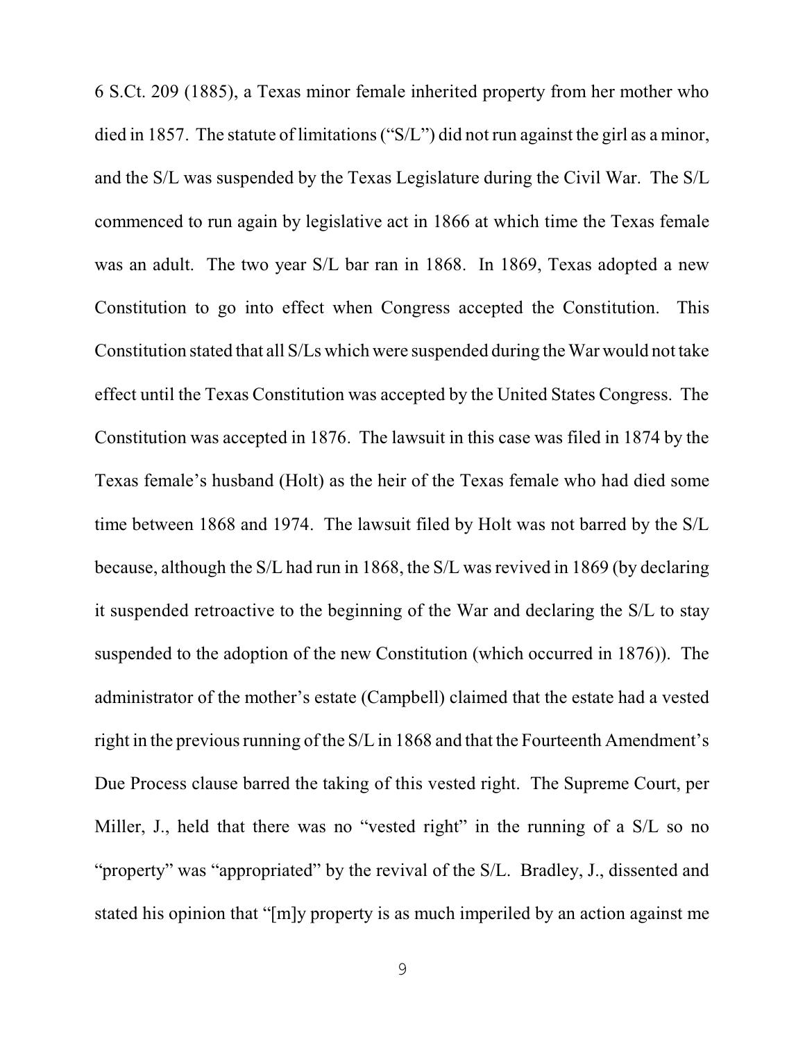6 S.Ct. 209 (1885), a Texas minor female inherited property from her mother who died in 1857. The statute of limitations ("S/L") did not run against the girl as a minor, and the S/L was suspended by the Texas Legislature during the Civil War. The S/L commenced to run again by legislative act in 1866 at which time the Texas female was an adult. The two year S/L bar ran in 1868. In 1869, Texas adopted a new Constitution to go into effect when Congress accepted the Constitution. This Constitution stated that all S/Ls which were suspended during the War would not take effect until the Texas Constitution was accepted by the United States Congress. The Constitution was accepted in 1876. The lawsuit in this case was filed in 1874 by the Texas female's husband (Holt) as the heir of the Texas female who had died some time between 1868 and 1974. The lawsuit filed by Holt was not barred by the S/L because, although the S/L had run in 1868, the S/L was revived in 1869 (by declaring it suspended retroactive to the beginning of the War and declaring the S/L to stay suspended to the adoption of the new Constitution (which occurred in 1876)). The administrator of the mother's estate (Campbell) claimed that the estate had a vested right in the previous running of the S/L in 1868 and that the Fourteenth Amendment's Due Process clause barred the taking of this vested right. The Supreme Court, per Miller, J., held that there was no "vested right" in the running of a S/L so no "property" was "appropriated" by the revival of the S/L. Bradley, J., dissented and stated his opinion that "[m]y property is as much imperiled by an action against me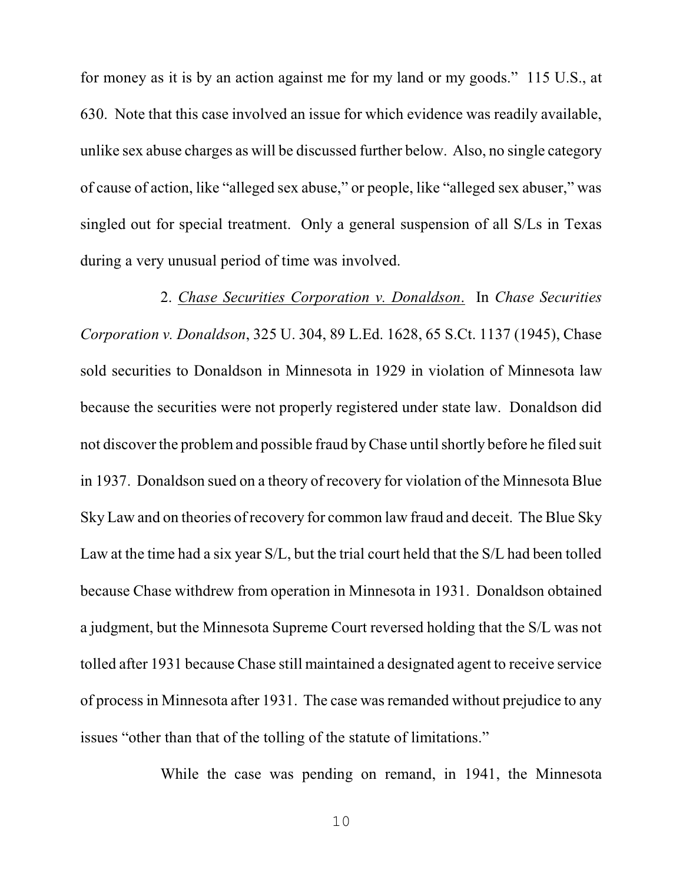for money as it is by an action against me for my land or my goods." 115 U.S., at 630. Note that this case involved an issue for which evidence was readily available, unlike sex abuse charges as will be discussed further below. Also, no single category of cause of action, like "alleged sex abuse," or people, like "alleged sex abuser," was singled out for special treatment. Only a general suspension of all S/Ls in Texas during a very unusual period of time was involved.

2. <u>*Chase Securities Corporation v. Donaldson*</u>. In *Chase Securities Corporation v. Donaldson*, 325 U. 304, 89 L.Ed. 1628, 65 S.Ct. 1137 (1945), Chase sold securities to Donaldson in Minnesota in 1929 in violation of Minnesota law because the securities were not properly registered under state law. Donaldson did not discover the problem and possible fraud by Chase until shortly before he filed suit in 1937. Donaldson sued on a theory of recovery for violation of the Minnesota Blue Sky Law and on theories of recovery for common law fraud and deceit. The Blue Sky Law at the time had a six year S/L, but the trial court held that the S/L had been tolled because Chase withdrew from operation in Minnesota in 1931. Donaldson obtained a judgment, but the Minnesota Supreme Court reversed holding that the S/L was not tolled after 1931 because Chase still maintained a designated agent to receive service of process in Minnesota after 1931. The case was remanded without prejudice to any issues "other than that of the tolling of the statute of limitations."

While the case was pending on remand, in 1941, the Minnesota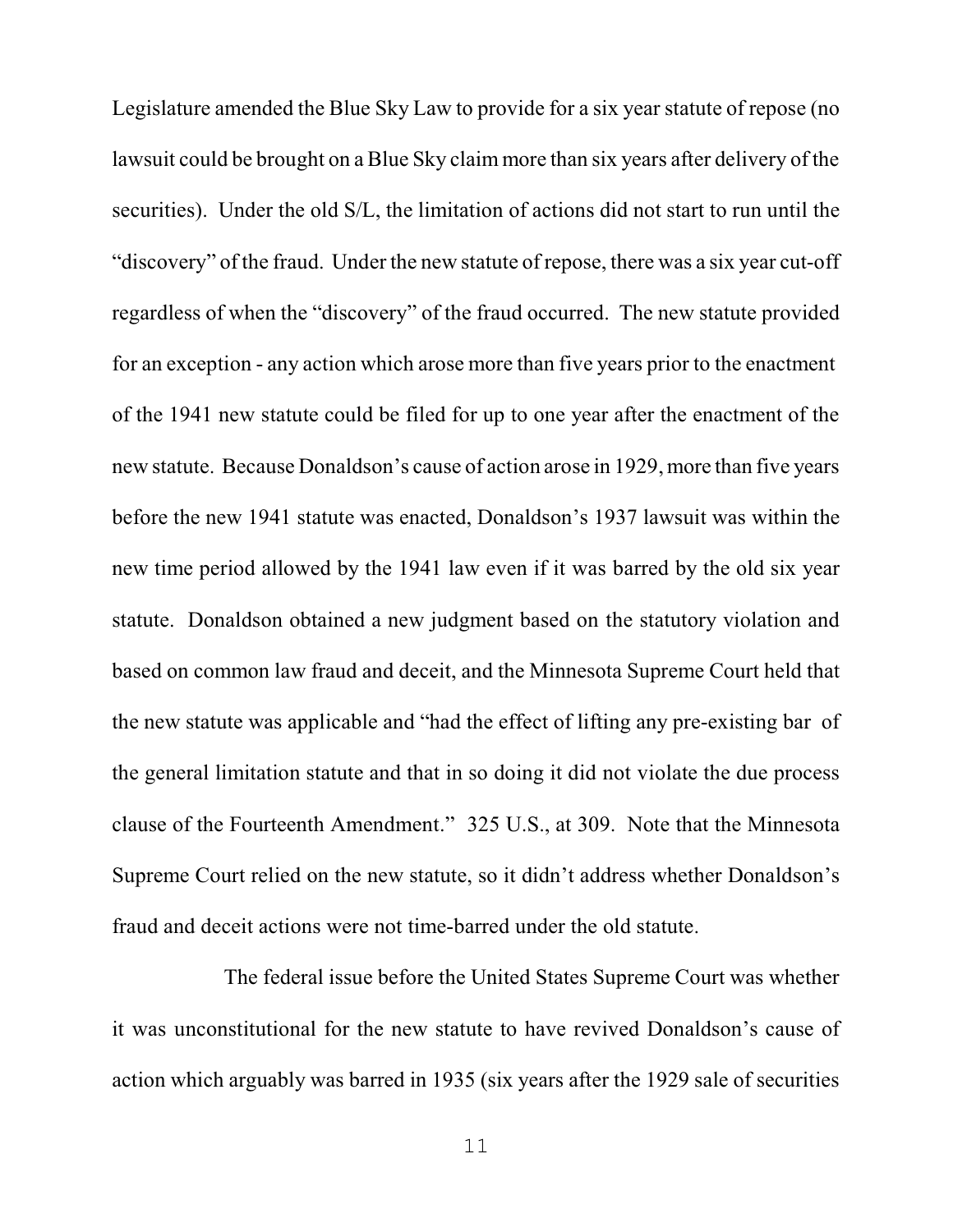Legislature amended the Blue Sky Law to provide for a six year statute of repose (no lawsuit could be brought on a Blue Sky claim more than six years after delivery of the securities). Under the old S/L, the limitation of actions did not start to run until the "discovery" of the fraud. Under the new statute of repose, there was a six year cut-off regardless of when the "discovery" of the fraud occurred. The new statute provided for an exception - any action which arose more than five years prior to the enactment of the 1941 new statute could be filed for up to one year after the enactment of the new statute. Because Donaldson's cause of action arose in 1929, more than five years before the new 1941 statute was enacted, Donaldson's 1937 lawsuit was within the new time period allowed by the 1941 law even if it was barred by the old six year statute. Donaldson obtained a new judgment based on the statutory violation and based on common law fraud and deceit, and the Minnesota Supreme Court held that the new statute was applicable and "had the effect of lifting any pre-existing bar of the general limitation statute and that in so doing it did not violate the due process clause of the Fourteenth Amendment." 325 U.S., at 309. Note that the Minnesota Supreme Court relied on the new statute, so it didn't address whether Donaldson's fraud and deceit actions were not time-barred under the old statute.

The federal issue before the United States Supreme Court was whether it was unconstitutional for the new statute to have revived Donaldson's cause of action which arguably was barred in 1935 (six years after the 1929 sale of securities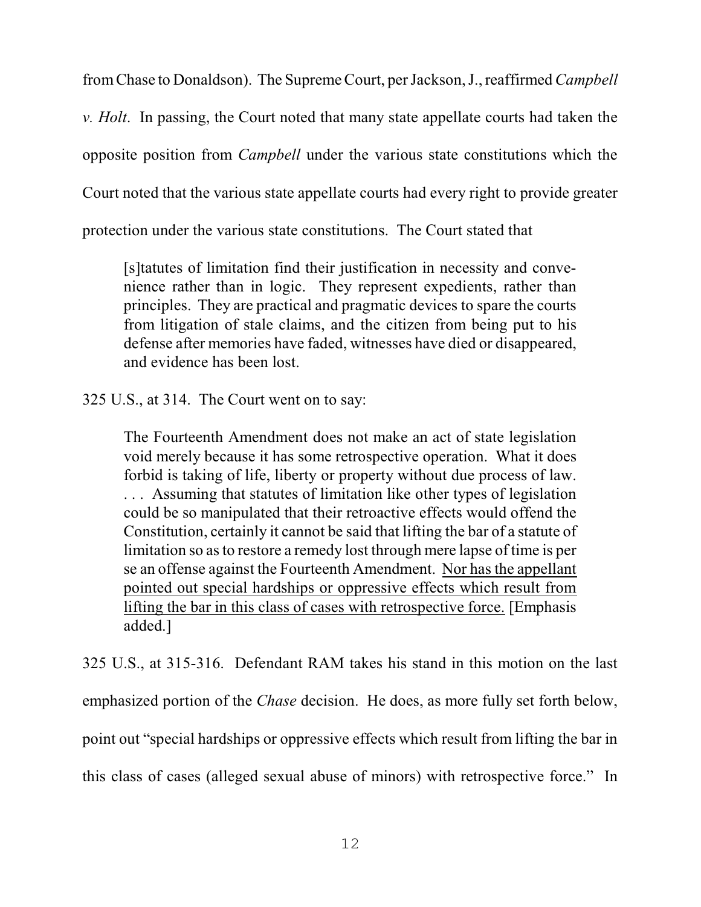from Chase to Donaldson). The Supreme Court, per Jackson, J., reaffirmed *Campbell v. Holt*. In passing, the Court noted that many state appellate courts had taken the opposite position from *Campbell* under the various state constitutions which the Court noted that the various state appellate courts had every right to provide greater protection under the various state constitutions. The Court stated that

> [s]tatutes of limitation find their justification in necessity and convenience rather than in logic. They represent expedients, rather than principles. They are practical and pragmatic devices to spare the courts from litigation of stale claims, and the citizen from being put to his defense after memories have faded, witnesses have died or disappeared, and evidence has been lost.

325 U.S., at 314. The Court went on to say:

> The Fourteenth Amendment does not make an act of state legislation void merely because it has some retrospective operation. What it does forbid is taking of life, liberty or property without due process of law. . . . Assuming that statutes of limitation like other types of legislation could be so manipulated that their retroactive effects would offend the Constitution, certainly it cannot be said that lifting the bar of a statute of limitation so as to restore a remedy lost through mere lapse of time is per se an offense against the Fourteenth Amendment. <u>Nor has the appellant pointed out special hardships or oppressive effects which result from lifting the bar in this class of cases with retrospective force.</u> [Emphasis added.]

325 U.S., at 315-316. Defendant RAM takes his stand in this motion on the last emphasized portion of the *Chase* decision. He does, as more fully set forth below, point out "special hardships or oppressive effects which result from lifting the bar in this class of cases (alleged sexual abuse of minors) with retrospective force." In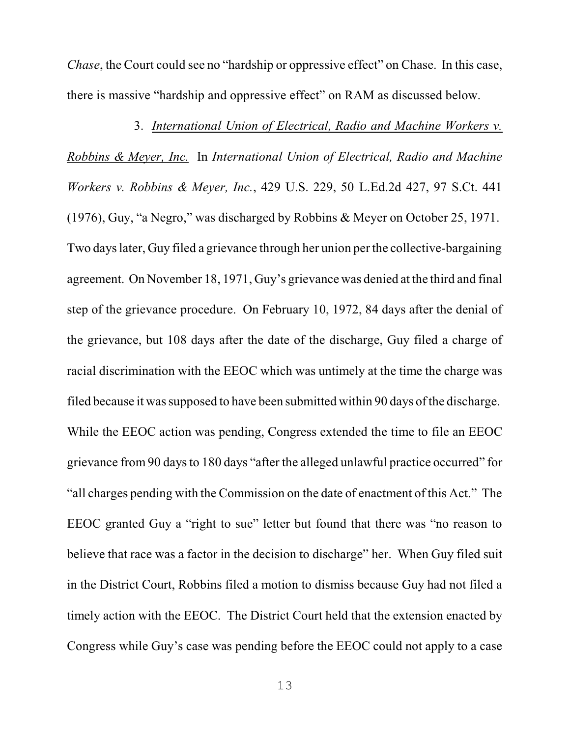*Chase*, the Court could see no "hardship or oppressive effect" on Chase. In this case, there is massive "hardship and oppressive effect" on RAM as discussed below.

3. *International Union of Electrical, Radio and Machine Workers v. Robbins & Meyer, Inc.* In *International Union of Electrical, Radio and Machine Workers v. Robbins & Meyer, Inc.*, 429 U.S. 229, 50 L.Ed.2d 427, 97 S.Ct. 441 (1976), Guy, "a Negro," was discharged by Robbins & Meyer on October 25, 1971. Two days later, Guy filed a grievance through her union per the collective-bargaining agreement. On November 18, 1971, Guy's grievance was denied at the third and final step of the grievance procedure. On February 10, 1972, 84 days after the denial of the grievance, but 108 days after the date of the discharge, Guy filed a charge of racial discrimination with the EEOC which was untimely at the time the charge was filed because it was supposed to have been submitted within 90 days of the discharge. While the EEOC action was pending, Congress extended the time to file an EEOC grievance from 90 days to 180 days "after the alleged unlawful practice occurred" for "all charges pending with the Commission on the date of enactment of this Act." The EEOC granted Guy a "right to sue" letter but found that there was "no reason to believe that race was a factor in the decision to discharge" her. When Guy filed suit in the District Court, Robbins filed a motion to dismiss because Guy had not filed a timely action with the EEOC. The District Court held that the extension enacted by Congress while Guy's case was pending before the EEOC could not apply to a case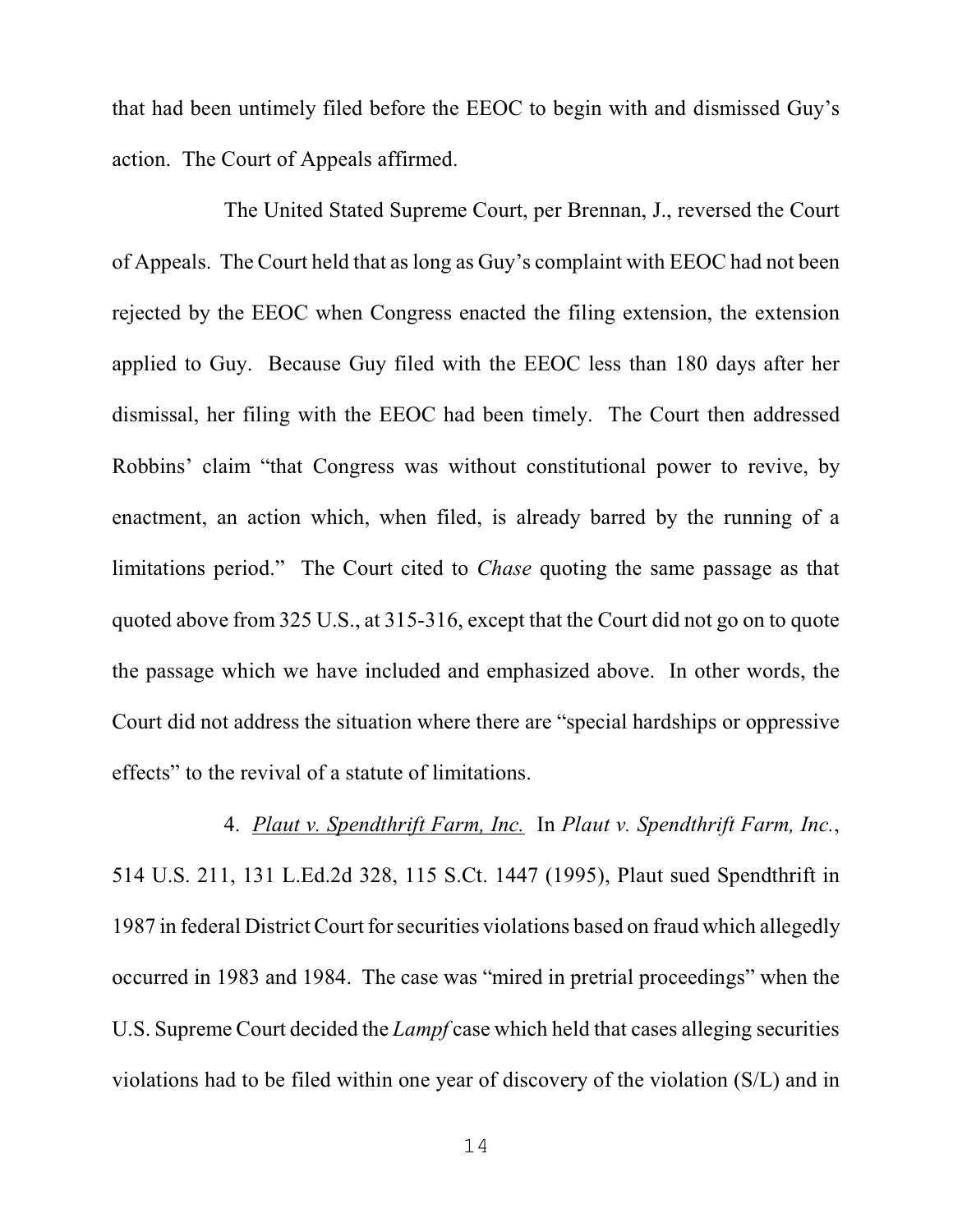that had been untimely filed before the EEOC to begin with and dismissed Guy's action. The Court of Appeals affirmed.

The United Stated Supreme Court, per Brennan, J., reversed the Court of Appeals. The Court held that as long as Guy's complaint with EEOC had not been rejected by the EEOC when Congress enacted the filing extension, the extension applied to Guy. Because Guy filed with the EEOC less than 180 days after her dismissal, her filing with the EEOC had been timely. The Court then addressed Robbins' claim "that Congress was without constitutional power to revive, by enactment, an action which, when filed, is already barred by the running of a limitations period." The Court cited to *Chase* quoting the same passage as that quoted above from 325 U.S., at 315-316, except that the Court did not go on to quote the passage which we have included and emphasized above. In other words, the Court did not address the situation where there are "special hardships or oppressive effects" to the revival of a statute of limitations.

4. Plaut v. Spendthrift Farm, Inc. In *Plaut v. Spendthrift Farm, Inc.*, 514 U.S. 211, 131 L.Ed.2d 328, 115 S.Ct. 1447 (1995), Plaut sued Spendthrift in 1987 in federal District Court for securities violations based on fraud which allegedly occurred in 1983 and 1984. The case was "mired in pretrial proceedings" when the U.S. Supreme Court decided the *Lampf* case which held that cases alleging securities violations had to be filed within one year of discovery of the violation (S/L) and in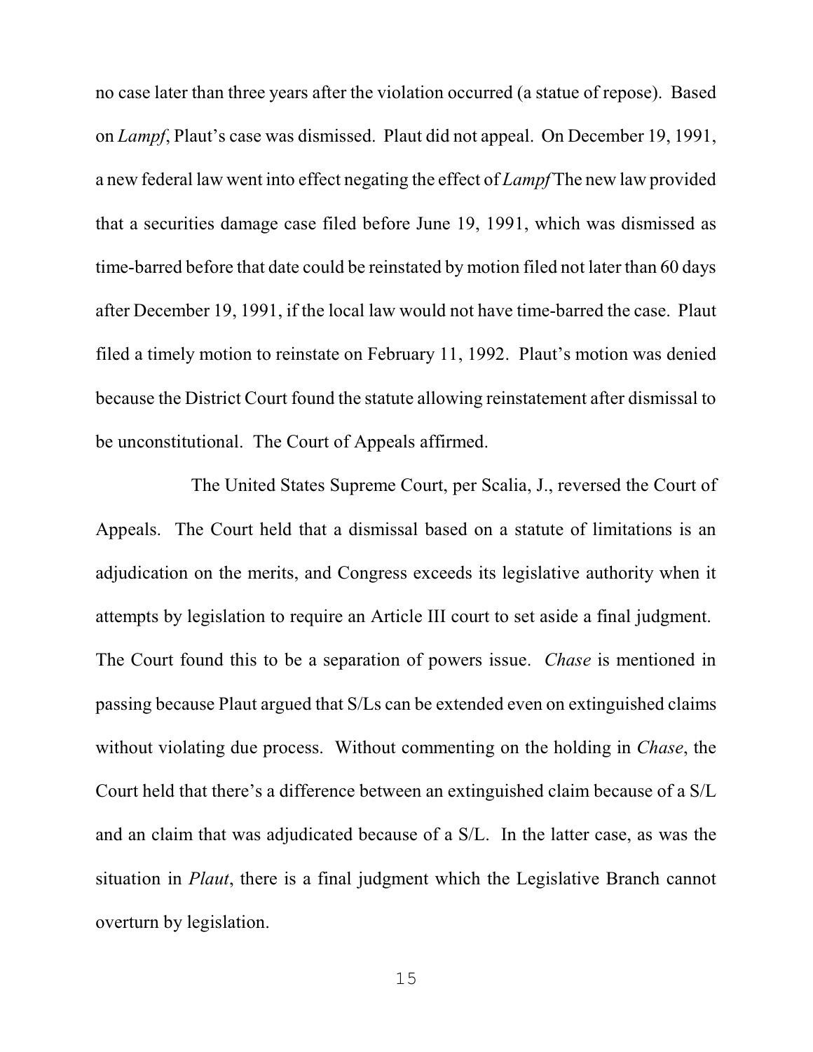no case later than three years after the violation occurred (a statue of repose). Based on *Lampf*, Plaut's case was dismissed. Plaut did not appeal. On December 19, 1991, a new federal law went into effect negating the effect of *Lampf* The new law provided that a securities damage case filed before June 19, 1991, which was dismissed as time-barred before that date could be reinstated by motion filed not later than 60 days after December 19, 1991, if the local law would not have time-barred the case. Plaut filed a timely motion to reinstate on February 11, 1992. Plaut's motion was denied because the District Court found the statute allowing reinstatement after dismissal to be unconstitutional. The Court of Appeals affirmed.

The United States Supreme Court, per Scalia, J., reversed the Court of Appeals. The Court held that a dismissal based on a statute of limitations is an adjudication on the merits, and Congress exceeds its legislative authority when it attempts by legislation to require an Article III court to set aside a final judgment. The Court found this to be a separation of powers issue. *Chase* is mentioned in passing because Plaut argued that S/Ls can be extended even on extinguished claims without violating due process. Without commenting on the holding in *Chase*, the Court held that there's a difference between an extinguished claim because of a S/L and an claim that was adjudicated because of a S/L. In the latter case, as was the situation in *Plaut*, there is a final judgment which the Legislative Branch cannot overturn by legislation.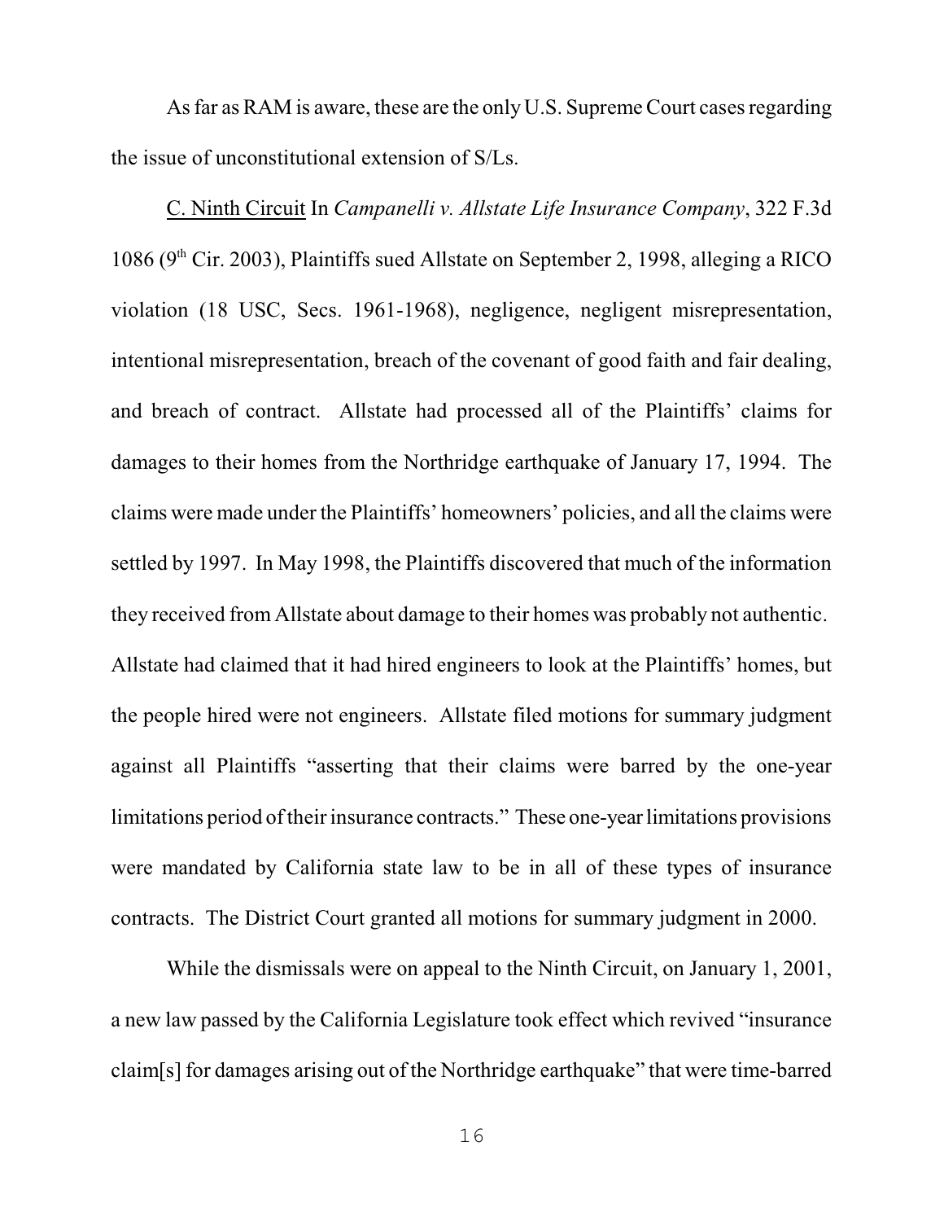As far as RAM is aware, these are the only U.S. Supreme Court cases regarding the issue of unconstitutional extension of S/Ls.

C. Ninth Circuit In *Campanelli v. Allstate Life Insurance Company*, 322 F.3d 1086 (9th Cir. 2003), Plaintiffs sued Allstate on September 2, 1998, alleging a RICO violation (18 USC, Secs. 1961-1968), negligence, negligent misrepresentation, intentional misrepresentation, breach of the covenant of good faith and fair dealing, and breach of contract. Allstate had processed all of the Plaintiffs' claims for damages to their homes from the Northridge earthquake of January 17, 1994. The claims were made under the Plaintiffs' homeowners' policies, and all the claims were settled by 1997. In May 1998, the Plaintiffs discovered that much of the information they received from Allstate about damage to their homes was probably not authentic. Allstate had claimed that it had hired engineers to look at the Plaintiffs' homes, but the people hired were not engineers. Allstate filed motions for summary judgment against all Plaintiffs "asserting that their claims were barred by the one-year limitations period of their insurance contracts." These one-year limitations provisions were mandated by California state law to be in all of these types of insurance contracts. The District Court granted all motions for summary judgment in 2000.

While the dismissals were on appeal to the Ninth Circuit, on January 1, 2001, a new law passed by the California Legislature took effect which revived "insurance claim[s] for damages arising out of the Northridge earthquake" that were time-barred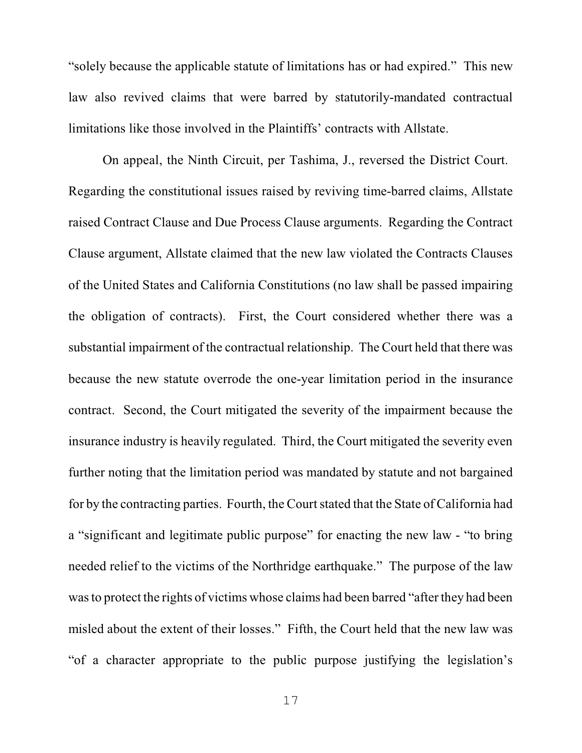"solely because the applicable statute of limitations has or had expired." This new law also revived claims that were barred by statutorily-mandated contractual limitations like those involved in the Plaintiffs' contracts with Allstate.

On appeal, the Ninth Circuit, per Tashima, J., reversed the District Court. Regarding the constitutional issues raised by reviving time-barred claims, Allstate raised Contract Clause and Due Process Clause arguments. Regarding the Contract Clause argument, Allstate claimed that the new law violated the Contracts Clauses of the United States and California Constitutions (no law shall be passed impairing the obligation of contracts). First, the Court considered whether there was a substantial impairment of the contractual relationship. The Court held that there was because the new statute overrode the one-year limitation period in the insurance contract. Second, the Court mitigated the severity of the impairment because the insurance industry is heavily regulated. Third, the Court mitigated the severity even further noting that the limitation period was mandated by statute and not bargained for by the contracting parties. Fourth, the Court stated that the State of California had a "significant and legitimate public purpose" for enacting the new law - "to bring needed relief to the victims of the Northridge earthquake." The purpose of the law was to protect the rights of victims whose claims had been barred "after they had been misled about the extent of their losses." Fifth, the Court held that the new law was "of a character appropriate to the public purpose justifying the legislation's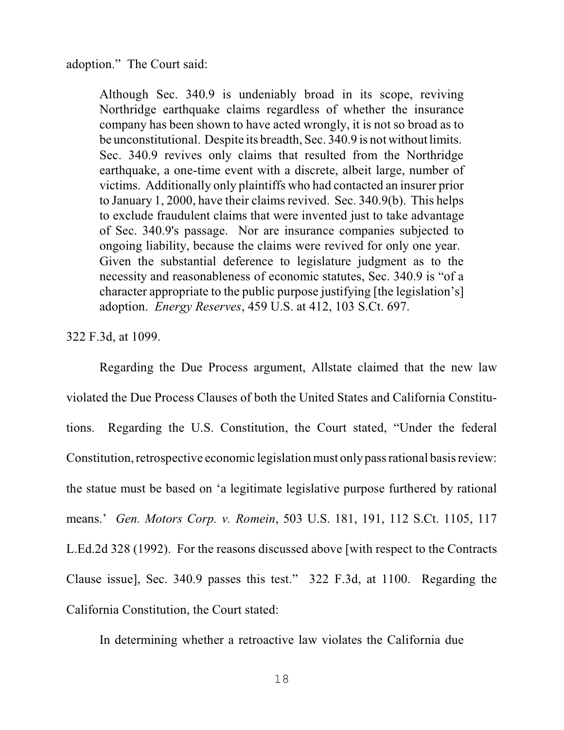adoption." The Court said:

> Although Sec. 340.9 is undeniably broad in its scope, reviving Northridge earthquake claims regardless of whether the insurance company has been shown to have acted wrongly, it is not so broad as to be unconstitutional. Despite its breadth, Sec. 340.9 is not without limits. Sec. 340.9 revives only claims that resulted from the Northridge earthquake, a one-time event with a discrete, albeit large, number of victims. Additionally only plaintiffs who had contacted an insurer prior to January 1, 2000, have their claims revived. Sec. 340.9(b). This helps to exclude fraudulent claims that were invented just to take advantage of Sec. 340.9's passage. Nor are insurance companies subjected to ongoing liability, because the claims were revived for only one year. Given the substantial deference to legislature judgment as to the necessity and reasonableness of economic statutes, Sec. 340.9 is "of a character appropriate to the public purpose justifying [the legislation's] adoption. *Energy Reserves*, 459 U.S. at 412, 103 S.Ct. 697.

322 F.3d, at 1099.

Regarding the Due Process argument, Allstate claimed that the new law violated the Due Process Clauses of both the United States and California Constitutions. Regarding the U.S. Constitution, the Court stated, "Under the federal Constitution, retrospective economic legislation must only pass rational basis review: the statue must be based on 'a legitimate legislative purpose furthered by rational means.' *Gen. Motors Corp. v. Romein*, 503 U.S. 181, 191, 112 S.Ct. 1105, 117 L.Ed.2d 328 (1992). For the reasons discussed above [with respect to the Contracts Clause issue], Sec. 340.9 passes this test." 322 F.3d, at 1100. Regarding the California Constitution, the Court stated:

> In determining whether a retroactive law violates the California due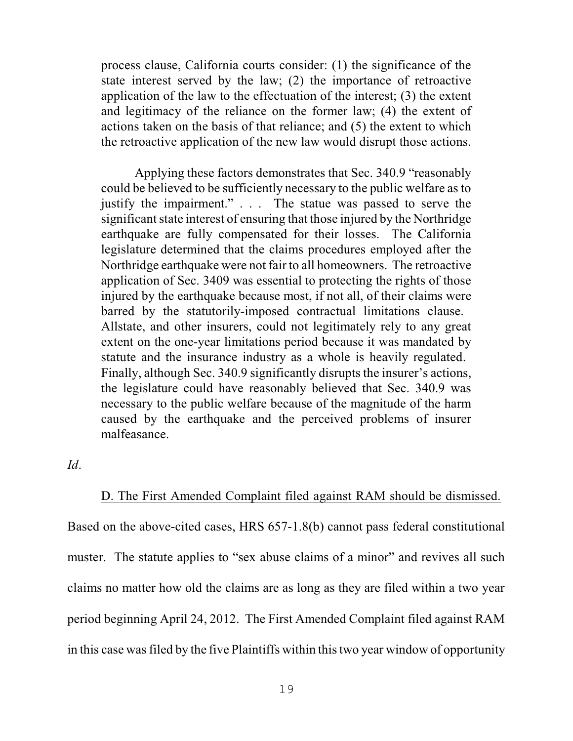process clause, California courts consider: (1) the significance of the state interest served by the law; (2) the importance of retroactive application of the law to the effectuation of the interest; (3) the extent and legitimacy of the reliance on the former law; (4) the extent of actions taken on the basis of that reliance; and (5) the extent to which the retroactive application of the new law would disrupt those actions.

> Applying these factors demonstrates that Sec. 340.9 "reasonably could be believed to be sufficiently necessary to the public welfare as to justify the impairment." . . . The statue was passed to serve the significant state interest of ensuring that those injured by the Northridge earthquake are fully compensated for their losses. The California legislature determined that the claims procedures employed after the Northridge earthquake were not fair to all homeowners. The retroactive application of Sec. 3409 was essential to protecting the rights of those injured by the earthquake because most, if not all, of their claims were barred by the statutorily-imposed contractual limitations clause. Allstate, and other insurers, could not legitimately rely to any great extent on the one-year limitations period because it was mandated by statute and the insurance industry as a whole is heavily regulated. Finally, although Sec. 340.9 significantly disrupts the insurer's actions, the legislature could have reasonably believed that Sec. 340.9 was necessary to the public welfare because of the magnitude of the harm caused by the earthquake and the perceived problems of insurer malfeasance.

*Id*.

D. The First Amended Complaint filed against RAM should be dismissed.

Based on the above-cited cases, HRS 657-1.8(b) cannot pass federal constitutional muster. The statute applies to "sex abuse claims of a minor" and revives all such claims no matter how old the claims are as long as they are filed within a two year period beginning April 24, 2012. The First Amended Complaint filed against RAM in this case was filed by the five Plaintiffs within this two year window of opportunity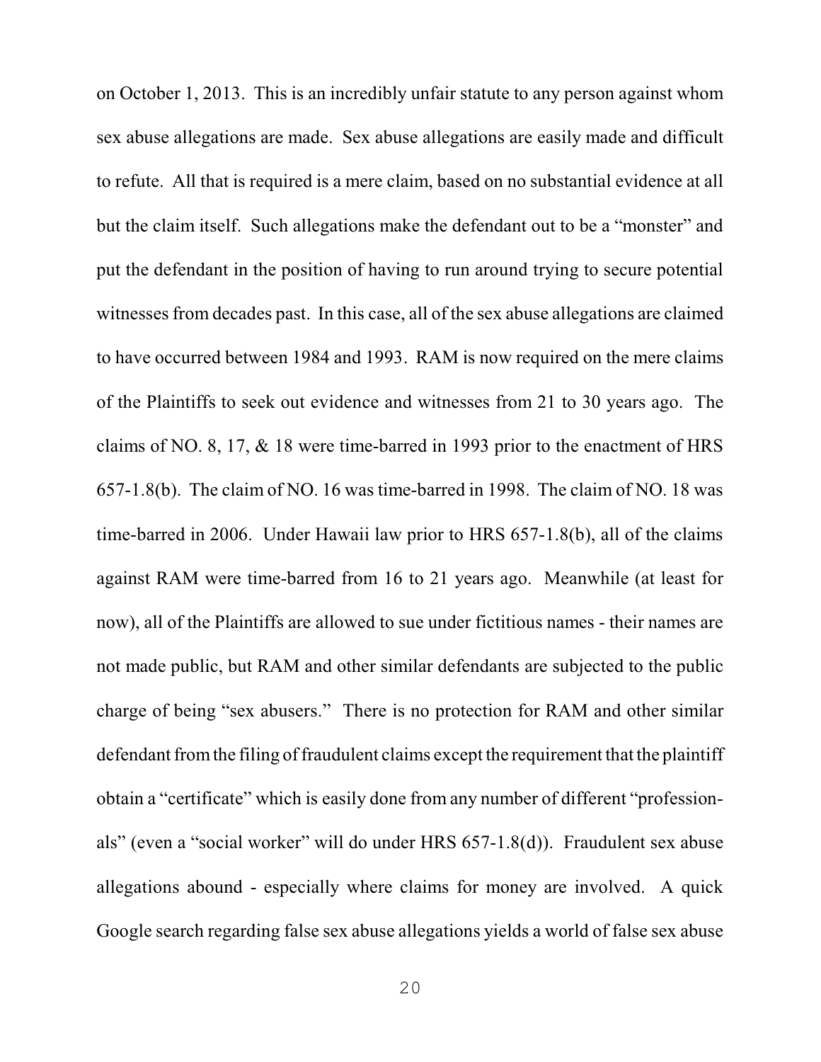on October 1, 2013. This is an incredibly unfair statute to any person against whom sex abuse allegations are made. Sex abuse allegations are easily made and difficult to refute. All that is required is a mere claim, based on no substantial evidence at all but the claim itself. Such allegations make the defendant out to be a "monster" and put the defendant in the position of having to run around trying to secure potential witnesses from decades past. In this case, all of the sex abuse allegations are claimed to have occurred between 1984 and 1993. RAM is now required on the mere claims of the Plaintiffs to seek out evidence and witnesses from 21 to 30 years ago. The claims of NO. 8, 17, & 18 were time-barred in 1993 prior to the enactment of HRS 657-1.8(b). The claim of NO. 16 was time-barred in 1998. The claim of NO. 18 was time-barred in 2006. Under Hawaii law prior to HRS 657-1.8(b), all of the claims against RAM were time-barred from 16 to 21 years ago. Meanwhile (at least for now), all of the Plaintiffs are allowed to sue under fictitious names - their names are not made public, but RAM and other similar defendants are subjected to the public charge of being "sex abusers." There is no protection for RAM and other similar defendant from the filing of fraudulent claims except the requirement that the plaintiff obtain a "certificate" which is easily done from any number of different "professionals" (even a "social worker" will do under HRS 657-1.8(d)). Fraudulent sex abuse allegations abound - especially where claims for money are involved. A quick Google search regarding false sex abuse allegations yields a world of false sex abuse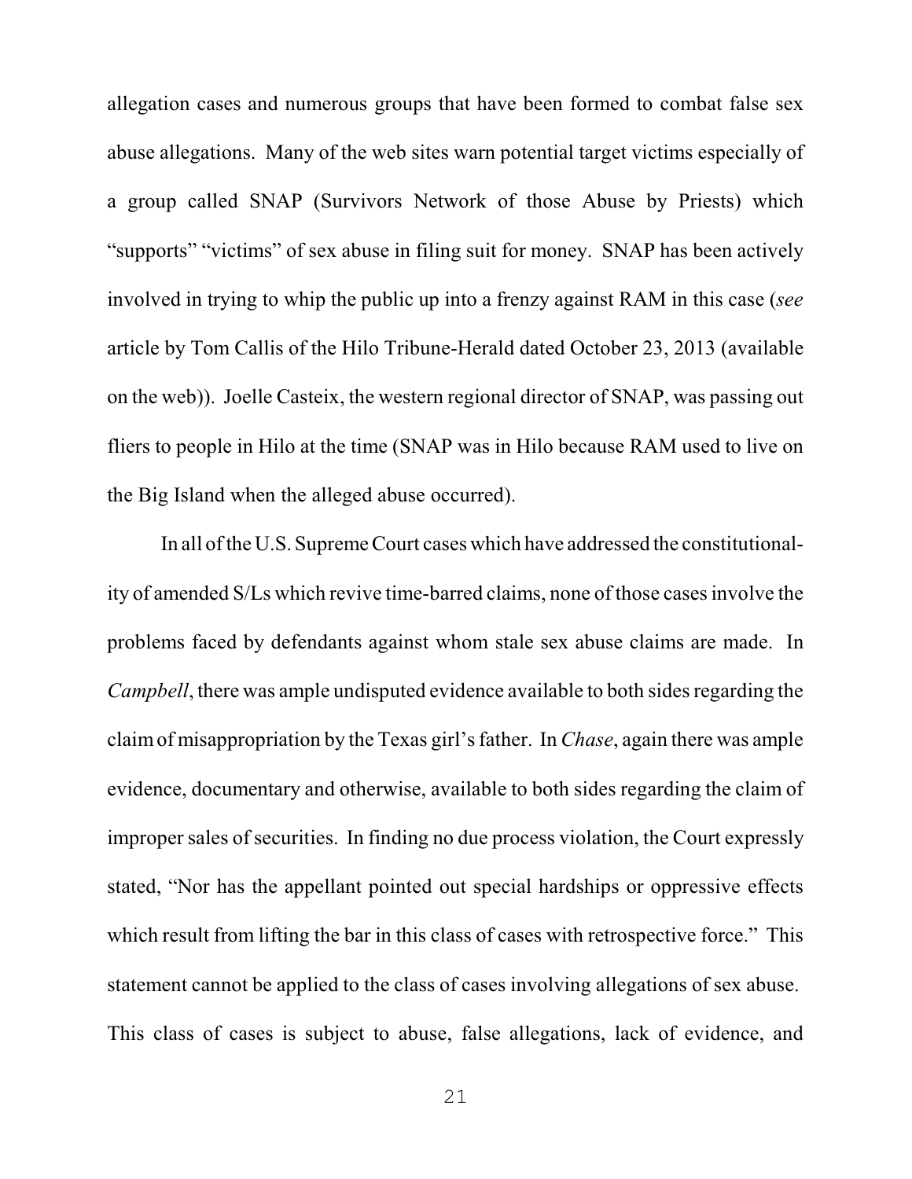allegation cases and numerous groups that have been formed to combat false sex abuse allegations. Many of the web sites warn potential target victims especially of a group called SNAP (Survivors Network of those Abuse by Priests) which "supports" "victims" of sex abuse in filing suit for money. SNAP has been actively involved in trying to whip the public up into a frenzy against RAM in this case (*see* article by Tom Callis of the Hilo Tribune-Herald dated October 23, 2013 (available on the web)). Joelle Casteix, the western regional director of SNAP, was passing out fliers to people in Hilo at the time (SNAP was in Hilo because RAM used to live on the Big Island when the alleged abuse occurred).

In all of the U.S. Supreme Court cases which have addressed the constitutionality of amended S/Ls which revive time-barred claims, none of those cases involve the problems faced by defendants against whom stale sex abuse claims are made. In *Campbell*, there was ample undisputed evidence available to both sides regarding the claim of misappropriation by the Texas girl's father. In *Chase*, again there was ample evidence, documentary and otherwise, available to both sides regarding the claim of improper sales of securities. In finding no due process violation, the Court expressly stated, "Nor has the appellant pointed out special hardships or oppressive effects which result from lifting the bar in this class of cases with retrospective force." This statement cannot be applied to the class of cases involving allegations of sex abuse. This class of cases is subject to abuse, false allegations, lack of evidence, and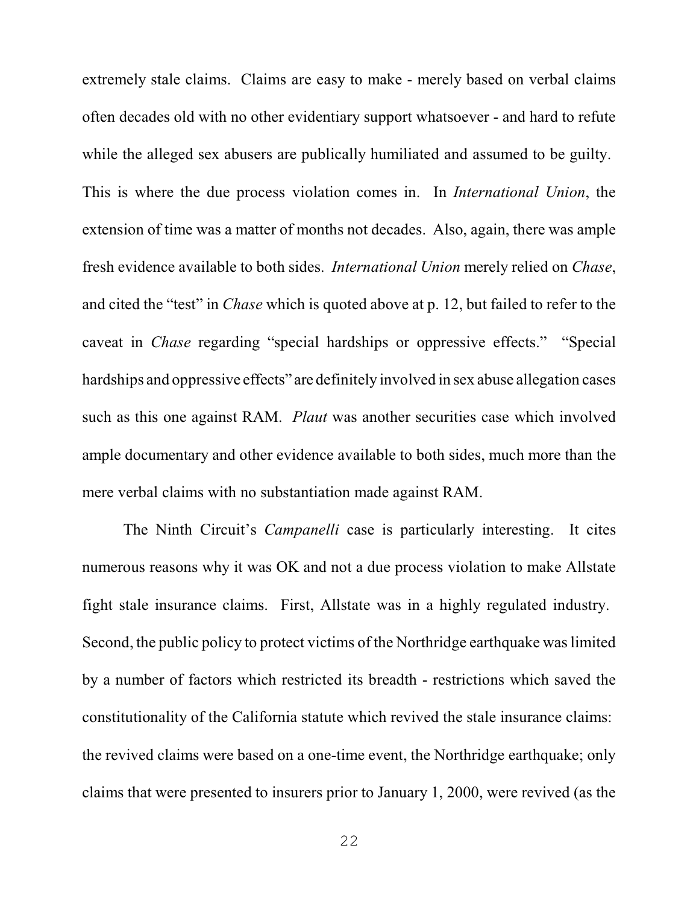extremely stale claims. Claims are easy to make - merely based on verbal claims often decades old with no other evidentiary support whatsoever - and hard to refute while the alleged sex abusers are publically humiliated and assumed to be guilty. This is where the due process violation comes in. In *International Union*, the extension of time was a matter of months not decades. Also, again, there was ample fresh evidence available to both sides. *International Union* merely relied on *Chase*, and cited the "test" in *Chase* which is quoted above at p. 12, but failed to refer to the caveat in *Chase* regarding "special hardships or oppressive effects." "Special hardships and oppressive effects" are definitely involved in sex abuse allegation cases such as this one against RAM. *Plaut* was another securities case which involved ample documentary and other evidence available to both sides, much more than the mere verbal claims with no substantiation made against RAM.

The Ninth Circuit's *Campanelli* case is particularly interesting. It cites numerous reasons why it was OK and not a due process violation to make Allstate fight stale insurance claims. First, Allstate was in a highly regulated industry. Second, the public policy to protect victims of the Northridge earthquake was limited by a number of factors which restricted its breadth - restrictions which saved the constitutionality of the California statute which revived the stale insurance claims: the revived claims were based on a one-time event, the Northridge earthquake; only claims that were presented to insurers prior to January 1, 2000, were revived (as the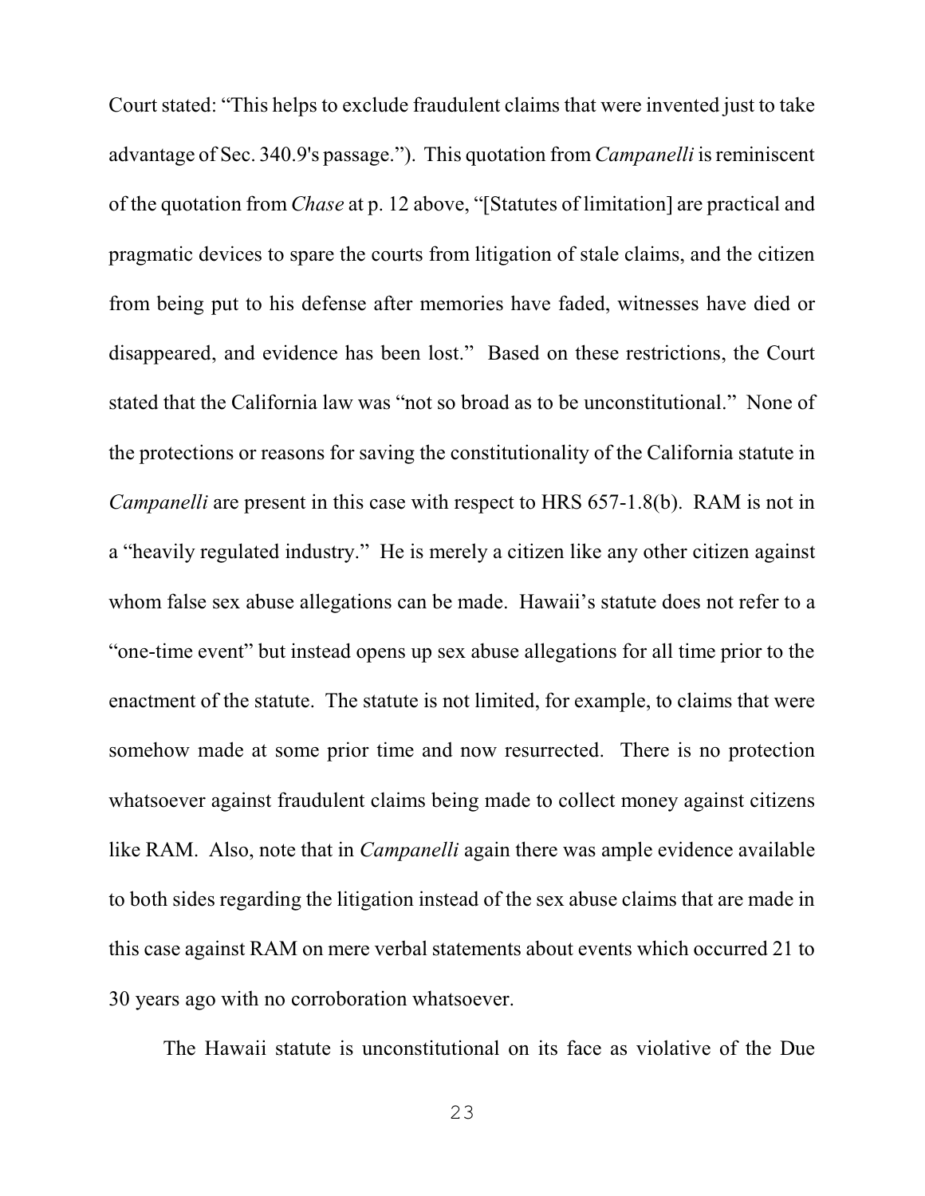Court stated: "This helps to exclude fraudulent claims that were invented just to take advantage of Sec. 340.9's passage."). This quotation from *Campanelli* is reminiscent of the quotation from *Chase* at p. 12 above, "[Statutes of limitation] are practical and pragmatic devices to spare the courts from litigation of stale claims, and the citizen from being put to his defense after memories have faded, witnesses have died or disappeared, and evidence has been lost." Based on these restrictions, the Court stated that the California law was "not so broad as to be unconstitutional." None of the protections or reasons for saving the constitutionality of the California statute in *Campanelli* are present in this case with respect to HRS 657-1.8(b). RAM is not in a "heavily regulated industry." He is merely a citizen like any other citizen against whom false sex abuse allegations can be made. Hawaii's statute does not refer to a "one-time event" but instead opens up sex abuse allegations for all time prior to the enactment of the statute. The statute is not limited, for example, to claims that were somehow made at some prior time and now resurrected. There is no protection whatsoever against fraudulent claims being made to collect money against citizens like RAM. Also, note that in *Campanelli* again there was ample evidence available to both sides regarding the litigation instead of the sex abuse claims that are made in this case against RAM on mere verbal statements about events which occurred 21 to 30 years ago with no corroboration whatsoever.

The Hawaii statute is unconstitutional on its face as violative of the Due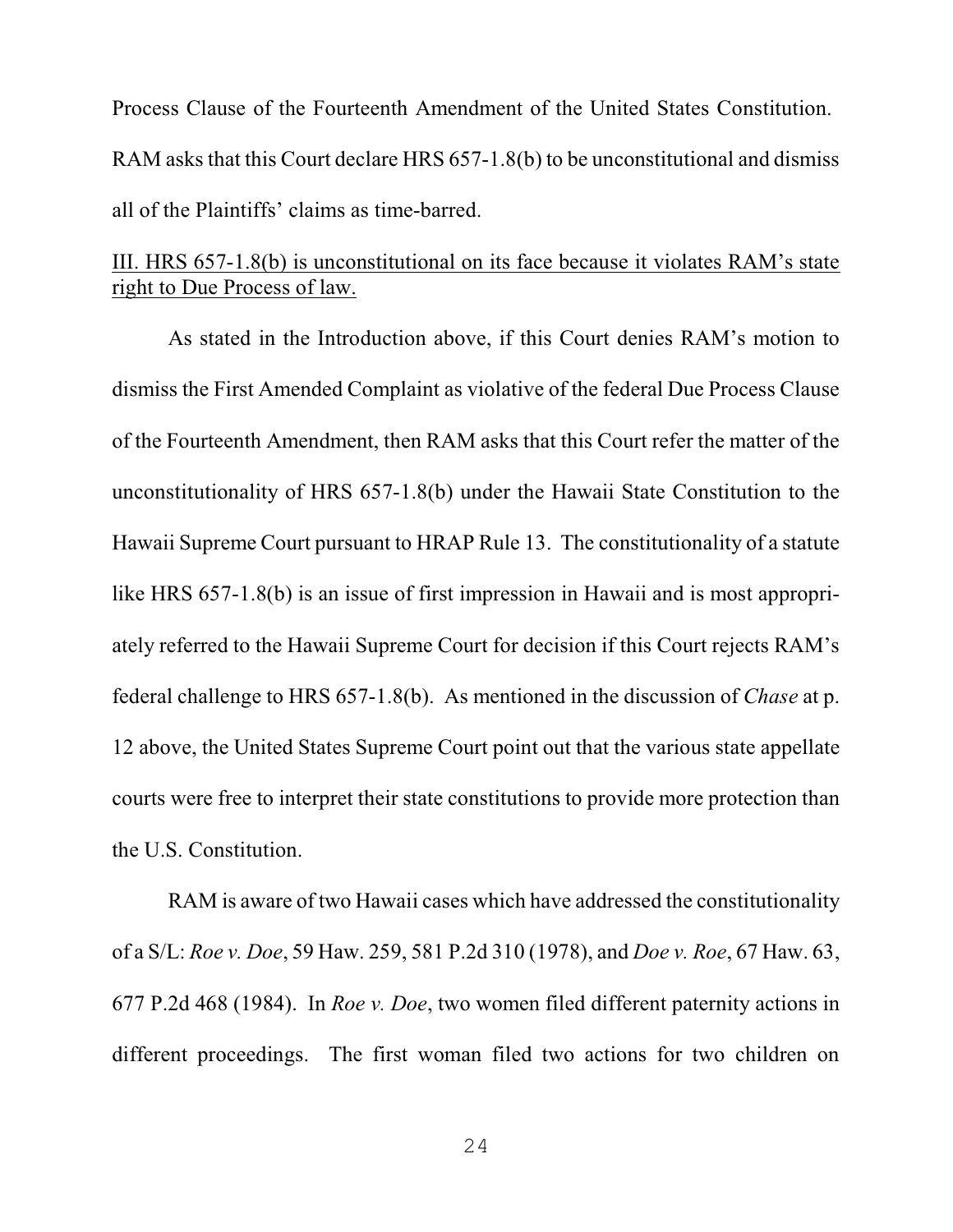Process Clause of the Fourteenth Amendment of the United States Constitution. RAM asks that this Court declare HRS 657-1.8(b) to be unconstitutional and dismiss all of the Plaintiffs' claims as time-barred.

<u>III. HRS 657-1.8(b) is unconstitutional on its face because it violates RAM's state right to Due Process of law.</u>

As stated in the Introduction above, if this Court denies RAM's motion to dismiss the First Amended Complaint as violative of the federal Due Process Clause of the Fourteenth Amendment, then RAM asks that this Court refer the matter of the unconstitutionality of HRS 657-1.8(b) under the Hawaii State Constitution to the Hawaii Supreme Court pursuant to HRAP Rule 13. The constitutionality of a statute like HRS 657-1.8(b) is an issue of first impression in Hawaii and is most appropriately referred to the Hawaii Supreme Court for decision if this Court rejects RAM's federal challenge to HRS 657-1.8(b). As mentioned in the discussion of *Chase* at p. 12 above, the United States Supreme Court point out that the various state appellate courts were free to interpret their state constitutions to provide more protection than the U.S. Constitution.

RAM is aware of two Hawaii cases which have addressed the constitutionality of a S/L: *Roe v. Doe*, 59 Haw. 259, 581 P.2d 310 (1978), and *Doe v. Roe*, 67 Haw. 63, 677 P.2d 468 (1984). In *Roe v. Doe*, two women filed different paternity actions in different proceedings. The first woman filed two actions for two children on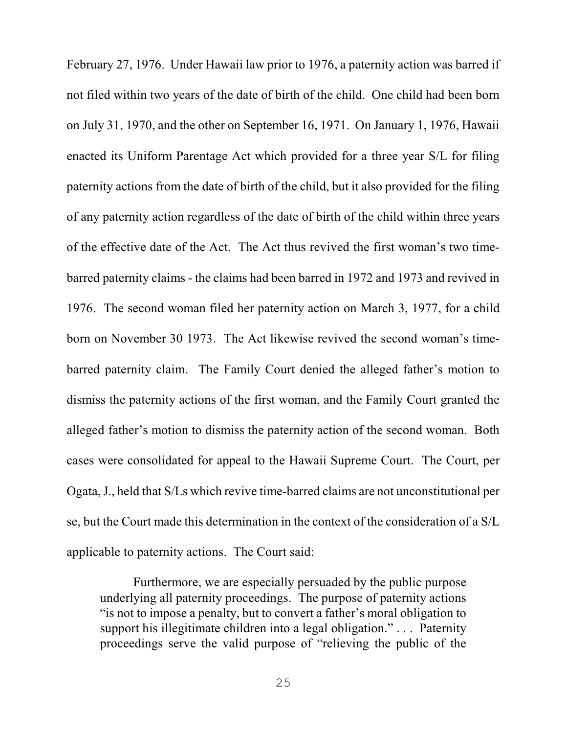February 27, 1976. Under Hawaii law prior to 1976, a paternity action was barred if not filed within two years of the date of birth of the child. One child had been born on July 31, 1970, and the other on September 16, 1971. On January 1, 1976, Hawaii enacted its Uniform Parentage Act which provided for a three year S/L for filing paternity actions from the date of birth of the child, but it also provided for the filing of any paternity action regardless of the date of birth of the child within three years of the effective date of the Act. The Act thus revived the first woman's two time-barred paternity claims - the claims had been barred in 1972 and 1973 and revived in 1976. The second woman filed her paternity action on March 3, 1977, for a child born on November 30 1973. The Act likewise revived the second woman's time-barred paternity claim. The Family Court denied the alleged father's motion to dismiss the paternity actions of the first woman, and the Family Court granted the alleged father's motion to dismiss the paternity action of the second woman. Both cases were consolidated for appeal to the Hawaii Supreme Court. The Court, per Ogata, J., held that S/Ls which revive time-barred claims are not unconstitutional per se, but the Court made this determination in the context of the consideration of a S/L applicable to paternity actions. The Court said:

> Furthermore, we are especially persuaded by the public purpose underlying all paternity proceedings. The purpose of paternity actions "is not to impose a penalty, but to convert a father's moral obligation to support his illegitimate children into a legal obligation." . . . Paternity proceedings serve the valid purpose of "relieving the public of the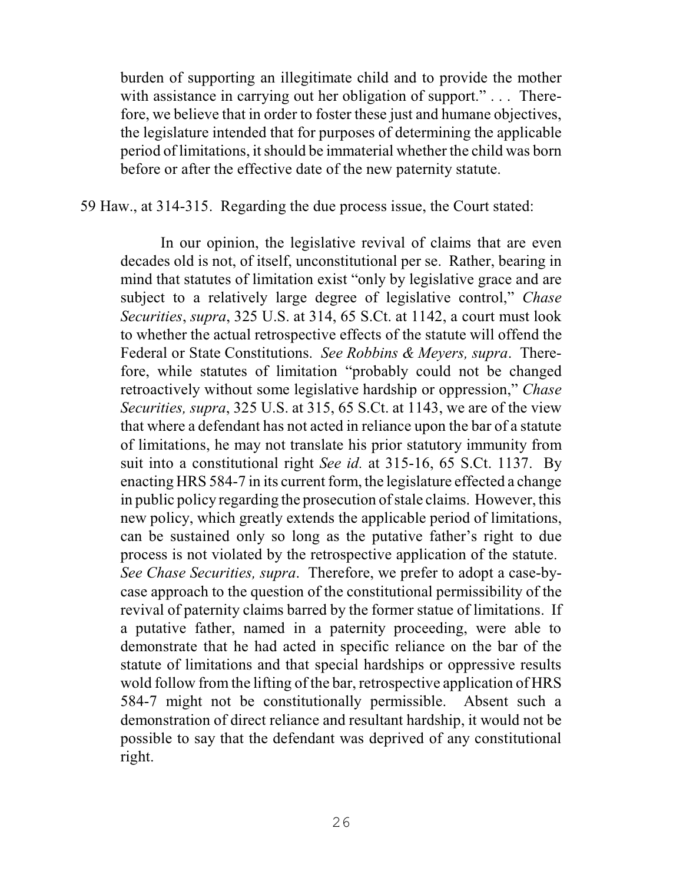> burden of supporting an illegitimate child and to provide the mother with assistance in carrying out her obligation of support." . . . Therefore, we believe that in order to foster these just and humane objectives, the legislature intended that for purposes of determining the applicable period of limitations, it should be immaterial whether the child was born before or after the effective date of the new paternity statute.

59 Haw., at 314-315. Regarding the due process issue, the Court stated:

> In our opinion, the legislative revival of claims that are even decades old is not, of itself, unconstitutional per se. Rather, bearing in mind that statutes of limitation exist "only by legislative grace and are subject to a relatively large degree of legislative control," *Chase Securities*, *supra*, 325 U.S. at 314, 65 S.Ct. at 1142, a court must look to whether the actual retrospective effects of the statute will offend the Federal or State Constitutions. *See Robbins & Meyers, supra*. Therefore, while statutes of limitation "probably could not be changed retroactively without some legislative hardship or oppression," *Chase Securities, supra*, 325 U.S. at 315, 65 S.Ct. at 1143, we are of the view that where a defendant has not acted in reliance upon the bar of a statute of limitations, he may not translate his prior statutory immunity from suit into a constitutional right *See id.* at 315-16, 65 S.Ct. 1137. By enacting HRS 584-7 in its current form, the legislature effected a change in public policy regarding the prosecution of stale claims. However, this new policy, which greatly extends the applicable period of limitations, can be sustained only so long as the putative father's right to due process is not violated by the retrospective application of the statute. *See Chase Securities, supra*. Therefore, we prefer to adopt a case-by-case approach to the question of the constitutional permissibility of the revival of paternity claims barred by the former statue of limitations. If a putative father, named in a paternity proceeding, were able to demonstrate that he had acted in specific reliance on the bar of the statute of limitations and that special hardships or oppressive results wold follow from the lifting of the bar, retrospective application of HRS 584-7 might not be constitutionally permissible. Absent such a demonstration of direct reliance and resultant hardship, it would not be possible to say that the defendant was deprived of any constitutional right.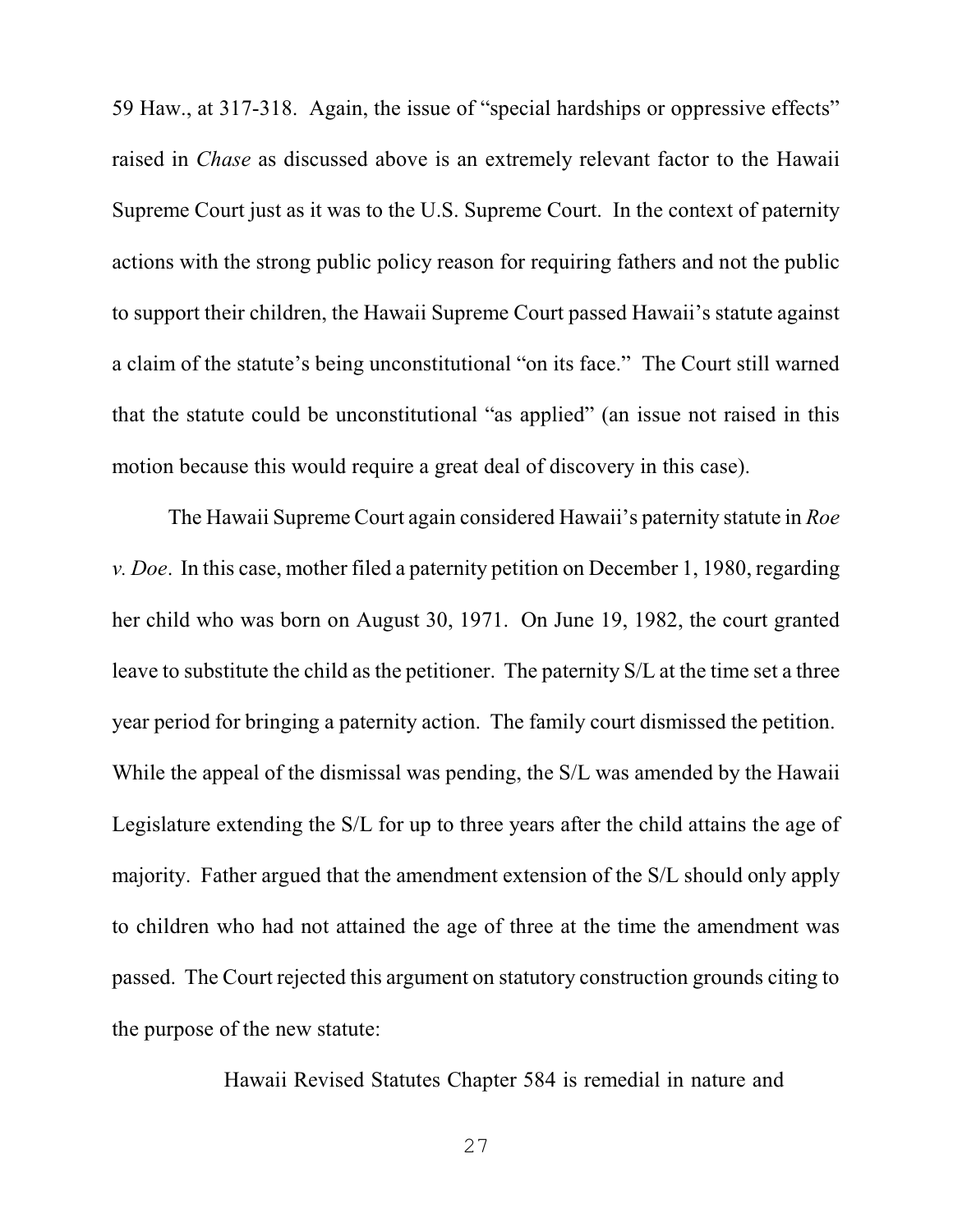59 Haw., at 317-318. Again, the issue of "special hardships or oppressive effects" raised in *Chase* as discussed above is an extremely relevant factor to the Hawaii Supreme Court just as it was to the U.S. Supreme Court. In the context of paternity actions with the strong public policy reason for requiring fathers and not the public to support their children, the Hawaii Supreme Court passed Hawaii's statute against a claim of the statute's being unconstitutional "on its face." The Court still warned that the statute could be unconstitutional "as applied" (an issue not raised in this motion because this would require a great deal of discovery in this case).

The Hawaii Supreme Court again considered Hawaii's paternity statute in *Roe v. Doe*. In this case, mother filed a paternity petition on December 1, 1980, regarding her child who was born on August 30, 1971. On June 19, 1982, the court granted leave to substitute the child as the petitioner. The paternity S/L at the time set a three year period for bringing a paternity action. The family court dismissed the petition. While the appeal of the dismissal was pending, the S/L was amended by the Hawaii Legislature extending the S/L for up to three years after the child attains the age of majority. Father argued that the amendment extension of the S/L should only apply to children who had not attained the age of three at the time the amendment was passed. The Court rejected this argument on statutory construction grounds citing to the purpose of the new statute:

> Hawaii Revised Statutes Chapter 584 is remedial in nature and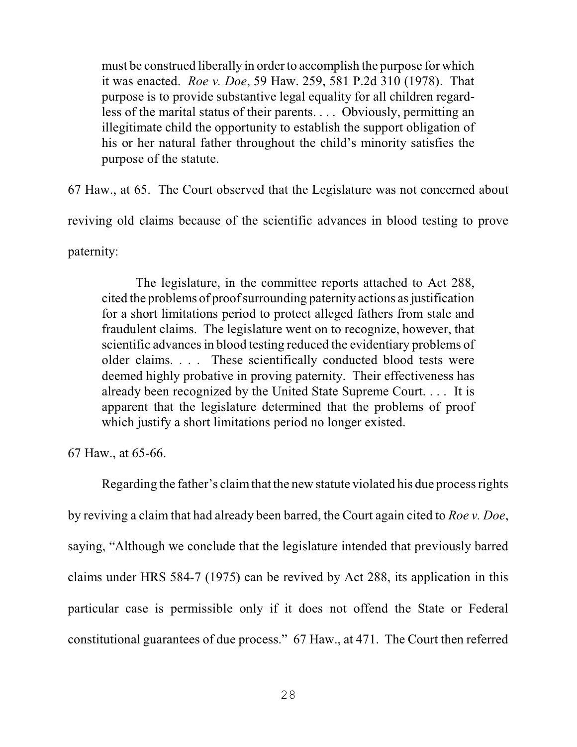> must be construed liberally in order to accomplish the purpose for which it was enacted. *Roe v. Doe*, 59 Haw. 259, 581 P.2d 310 (1978). That purpose is to provide substantive legal equality for all children regardless of the marital status of their parents. . . . Obviously, permitting an illegitimate child the opportunity to establish the support obligation of his or her natural father throughout the child's minority satisfies the purpose of the statute.

67 Haw., at 65. The Court observed that the Legislature was not concerned about reviving old claims because of the scientific advances in blood testing to prove paternity:

> The legislature, in the committee reports attached to Act 288, cited the problems of proof surrounding paternity actions as justification for a short limitations period to protect alleged fathers from stale and fraudulent claims. The legislature went on to recognize, however, that scientific advances in blood testing reduced the evidentiary problems of older claims. . . . These scientifically conducted blood tests were deemed highly probative in proving paternity. Their effectiveness has already been recognized by the United State Supreme Court. . . . It is apparent that the legislature determined that the problems of proof which justify a short limitations period no longer existed.

67 Haw., at 65-66.

Regarding the father's claim that the new statute violated his due process rights by reviving a claim that had already been barred, the Court again cited to *Roe v. Doe*, saying, "Although we conclude that the legislature intended that previously barred claims under HRS 584-7 (1975) can be revived by Act 288, its application in this particular case is permissible only if it does not offend the State or Federal constitutional guarantees of due process." 67 Haw., at 471. The Court then referred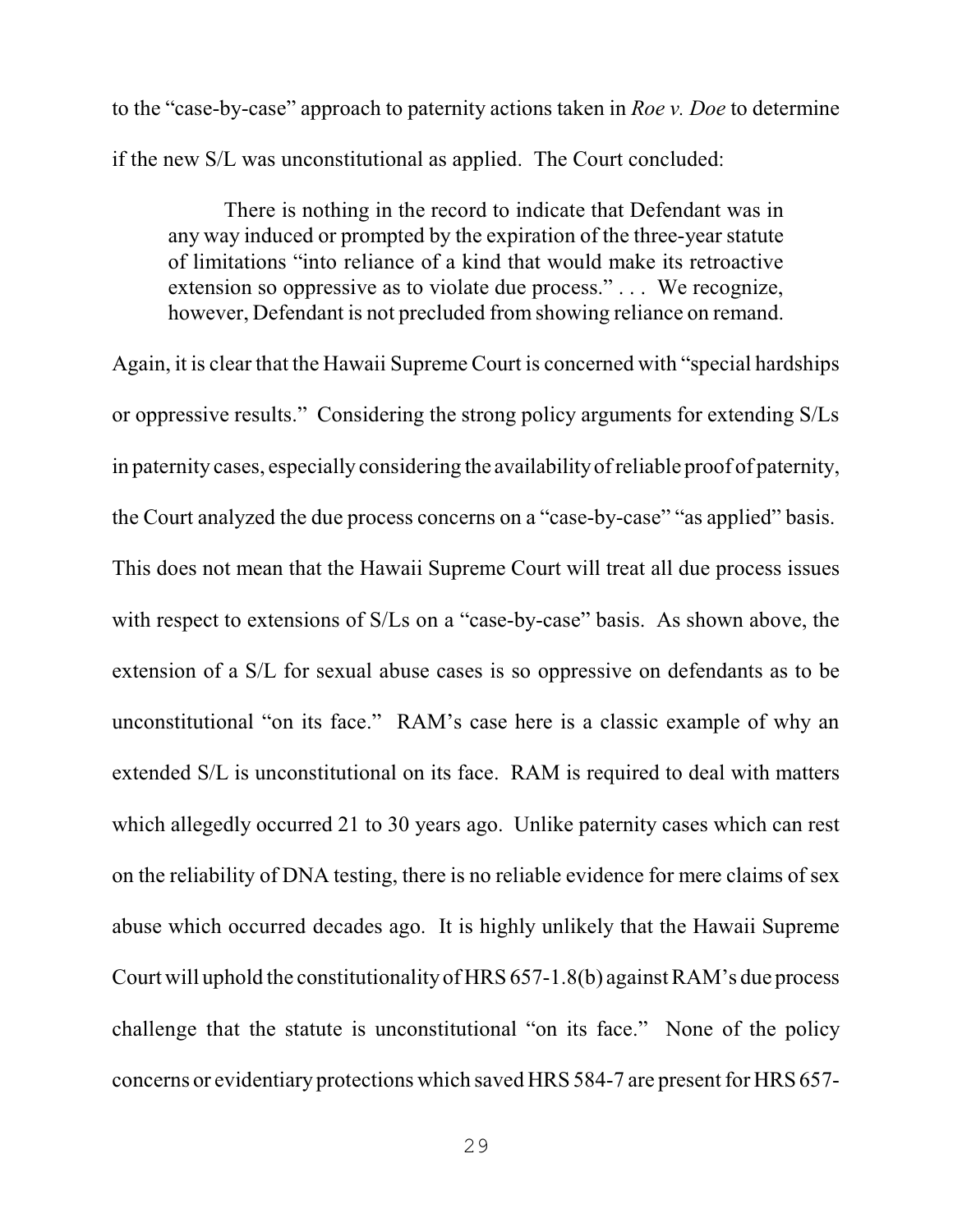to the "case-by-case" approach to paternity actions taken in *Roe v. Doe* to determine if the new S/L was unconstitutional as applied. The Court concluded:

> There is nothing in the record to indicate that Defendant was in any way induced or prompted by the expiration of the three-year statute of limitations "into reliance of a kind that would make its retroactive extension so oppressive as to violate due process." . . . We recognize, however, Defendant is not precluded from showing reliance on remand.

Again, it is clear that the Hawaii Supreme Court is concerned with "special hardships or oppressive results." Considering the strong policy arguments for extending S/Ls in paternity cases, especially considering the availability of reliable proof of paternity, the Court analyzed the due process concerns on a "case-by-case" "as applied" basis. This does not mean that the Hawaii Supreme Court will treat all due process issues with respect to extensions of S/Ls on a "case-by-case" basis. As shown above, the extension of a S/L for sexual abuse cases is so oppressive on defendants as to be unconstitutional "on its face." RAM's case here is a classic example of why an extended S/L is unconstitutional on its face. RAM is required to deal with matters which allegedly occurred 21 to 30 years ago. Unlike paternity cases which can rest on the reliability of DNA testing, there is no reliable evidence for mere claims of sex abuse which occurred decades ago. It is highly unlikely that the Hawaii Supreme Court will uphold the constitutionality of HRS 657-1.8(b) against RAM's due process challenge that the statute is unconstitutional "on its face." None of the policy concerns or evidentiary protections which saved HRS 584-7 are present for HRS 657-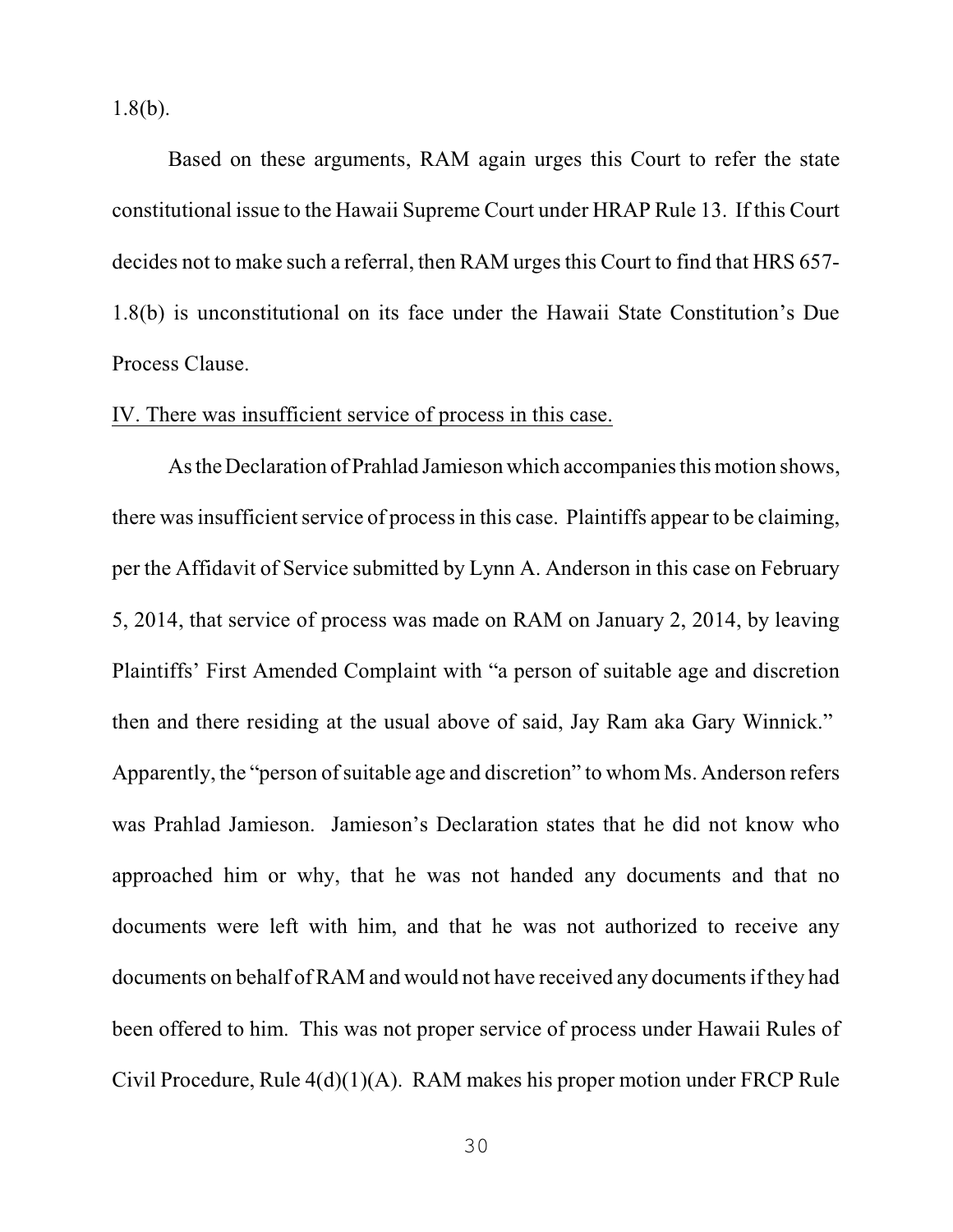1.8(b).

Based on these arguments, RAM again urges this Court to refer the state constitutional issue to the Hawaii Supreme Court under HRAP Rule 13. If this Court decides not to make such a referral, then RAM urges this Court to find that HRS 657-1.8(b) is unconstitutional on its face under the Hawaii State Constitution's Due Process Clause.

IV. There was insufficient service of process in this case.

As the Declaration of Prahlad Jamieson which accompanies this motion shows, there was insufficient service of process in this case. Plaintiffs appear to be claiming, per the Affidavit of Service submitted by Lynn A. Anderson in this case on February 5, 2014, that service of process was made on RAM on January 2, 2014, by leaving Plaintiffs' First Amended Complaint with "a person of suitable age and discretion then and there residing at the usual above of said, Jay Ram aka Gary Winnick." Apparently, the "person of suitable age and discretion" to whom Ms. Anderson refers was Prahlad Jamieson. Jamieson's Declaration states that he did not know who approached him or why, that he was not handed any documents and that no documents were left with him, and that he was not authorized to receive any documents on behalf of RAM and would not have received any documents if they had been offered to him. This was not proper service of process under Hawaii Rules of Civil Procedure, Rule 4(d)(1)(A). RAM makes his proper motion under FRCP Rule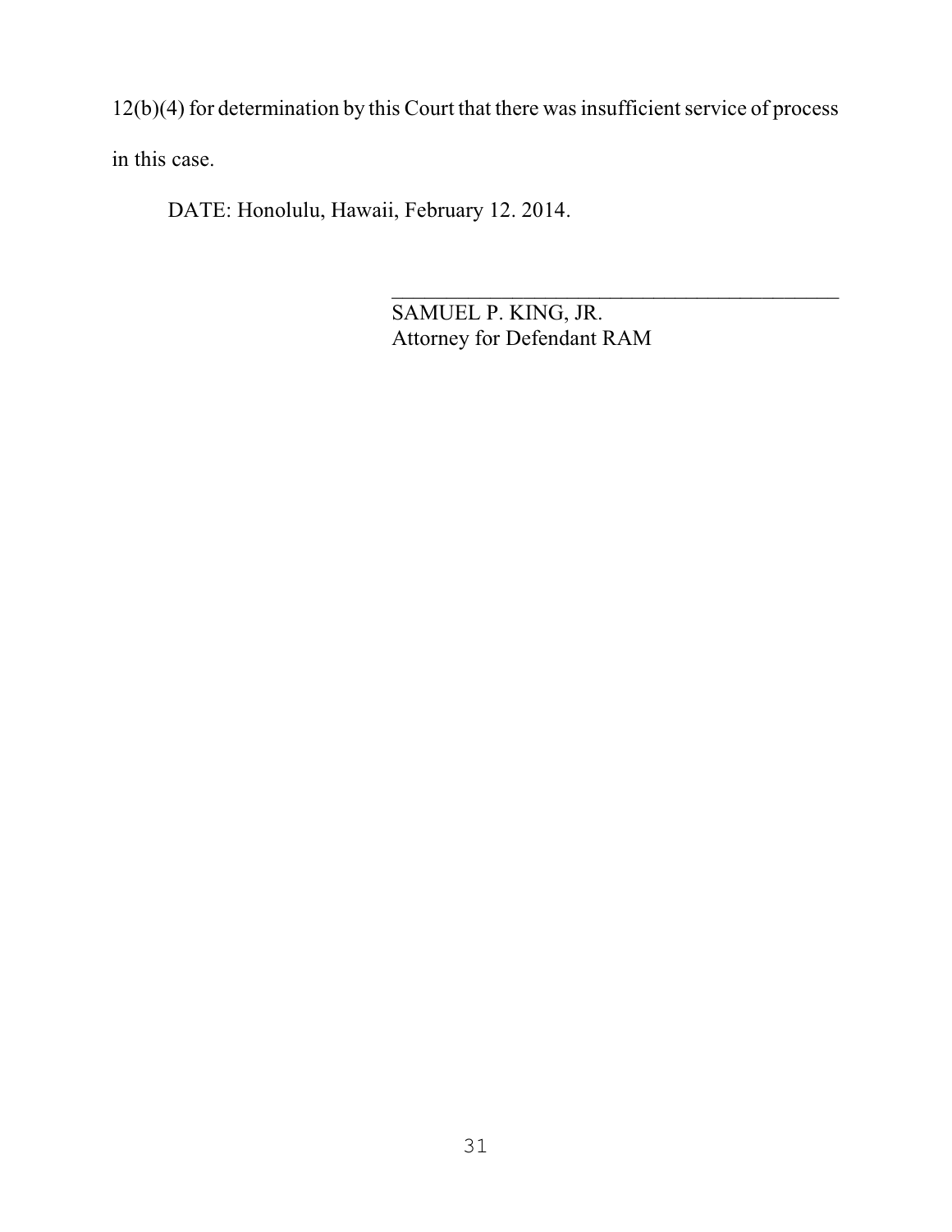12(b)(4) for determination by this Court that there was insufficient service of process in this case.

DATE: Honolulu, Hawaii, February 12. 2014.

\_\_\_\_\_\_\_\_\_\_\_\_\_\_\_\_\_\_\_\_\_\_\_\_\_\_\_\_\_\_\_\_\_\_\_\_\_\_\_\_\_\_\_\_

SAMUEL P. KING, JR.
Attorney for Defendant RAM